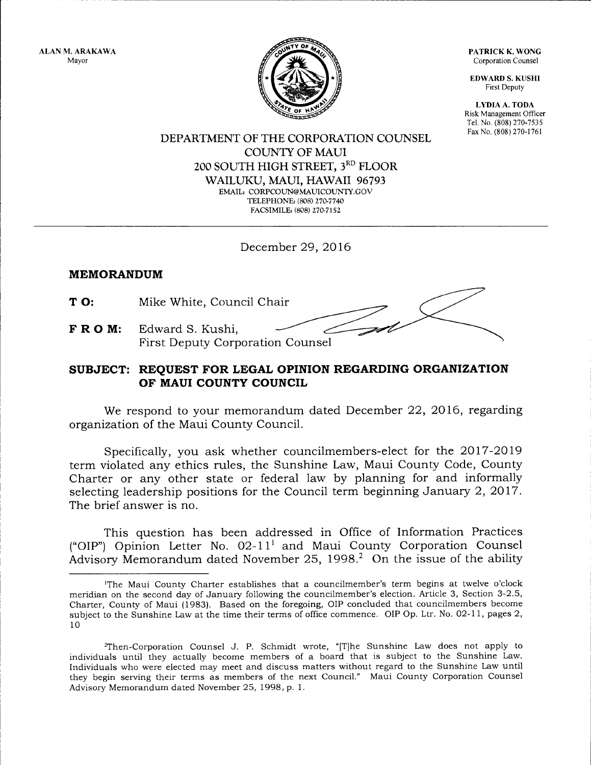ALAN M. ARAKAWA
Mayor

PATRICK K. WONG
Corporation Counsel

EDWARD S. KUSHI
First Deputy

LYDIA A. TODA
Risk Management Officer
Tel. No. (808) 270-7535
Fax No. (808) 270-1761

DEPARTMENT OF THE CORPORATION COUNSEL
COUNTY OF MAUI
200 SOUTH HIGH STREET, 3RD FLOOR
WAILUKU, MAUI, HAWAII 96793
EMAIL: CORPCOUN@MAUICOUNTY.GOV
TELEPHONE: (808) 270-7740
FACSIMILE: (808) 270-7152

December 29, 2016

## MEMORANDUM

**TO:** Mike White, Council Chair

**FROM:** Edward S. Kushi,
First Deputy Corporation Counsel

### SUBJECT: REQUEST FOR LEGAL OPINION REGARDING ORGANIZATION OF MAUI COUNTY COUNCIL

We respond to your memorandum dated December 22, 2016, regarding organization of the Maui County Council.

Specifically, you ask whether councilmembers-elect for the 2017-2019 term violated any ethics rules, the Sunshine Law, Maui County Code, County Charter or any other state or federal law by planning for and informally selecting leadership positions for the Council term beginning January 2, 2017. The brief answer is no.

This question has been addressed in Office of Information Practices ("OIP") Opinion Letter No. 02-11[1] and Maui County Corporation Counsel Advisory Memorandum dated November 25, 1998.[2] On the issue of the ability

---

[1]The Maui County Charter establishes that a councilmember's term begins at twelve o'clock meridian on the second day of January following the councilmember's election. Article 3, Section 3-2.5, Charter, County of Maui (1983). Based on the foregoing, OIP concluded that councilmembers become subject to the Sunshine Law at the time their terms of office commence. OIP Op. Ltr. No. 02-11, pages 2, 10

[2]Then-Corporation Counsel J. P. Schmidt wrote, "[T]he Sunshine Law does not apply to individuals until they actually become members of a board that is subject to the Sunshine Law. Individuals who were elected may meet and discuss matters without regard to the Sunshine Law until they begin serving their terms as members of the next Council." Maui County Corporation Counsel Advisory Memorandum dated November 25, 1998, p. 1.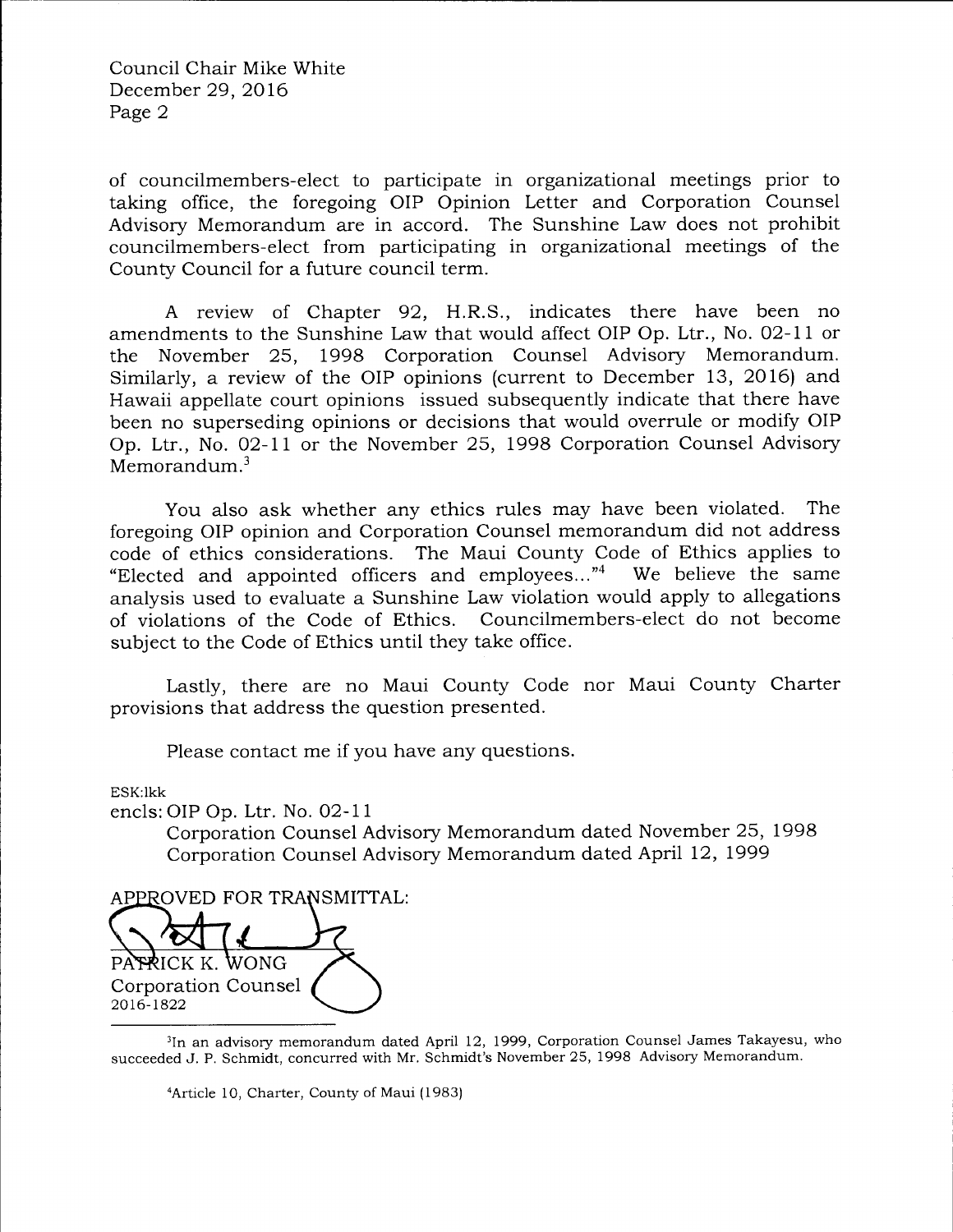of councilmembers-elect to participate in organizational meetings prior to taking office, the foregoing OIP Opinion Letter and Corporation Counsel Advisory Memorandum are in accord. The Sunshine Law does not prohibit councilmembers-elect from participating in organizational meetings of the County Council for a future council term.

A review of Chapter 92, H.R.S., indicates there have been no amendments to the Sunshine Law that would affect OIP Op. Ltr., No. 02-11 or the November 25, 1998 Corporation Counsel Advisory Memorandum. Similarly, a review of the OIP opinions (current to December 13, 2016) and Hawaii appellate court opinions issued subsequently indicate that there have been no superseding opinions or decisions that would overrule or modify OIP Op. Ltr., No. 02-11 or the November 25, 1998 Corporation Counsel Advisory Memorandum.[3]

You also ask whether any ethics rules may have been violated. The foregoing OIP opinion and Corporation Counsel memorandum did not address code of ethics considerations. The Maui County Code of Ethics applies to "Elected and appointed officers and employees..."[4] We believe the same analysis used to evaluate a Sunshine Law violation would apply to allegations of violations of the Code of Ethics. Councilmembers-elect do not become subject to the Code of Ethics until they take office.

Lastly, there are no Maui County Code nor Maui County Charter provisions that address the question presented.

Please contact me if you have any questions.

ESK:lkk

encls: OIP Op. Ltr. No. 02-11
Corporation Counsel Advisory Memorandum dated November 25, 1998
Corporation Counsel Advisory Memorandum dated April 12, 1999

APPROVED FOR TRANSMITTAL:

PATRICK K. WONG
Corporation Counsel
2016-1822

---

[3] In an advisory memorandum dated April 12, 1999, Corporation Counsel James Takayesu, who succeeded J. P. Schmidt, concurred with Mr. Schmidt's November 25, 1998 Advisory Memorandum.

[4] Article 10, Charter, County of Maui (1983)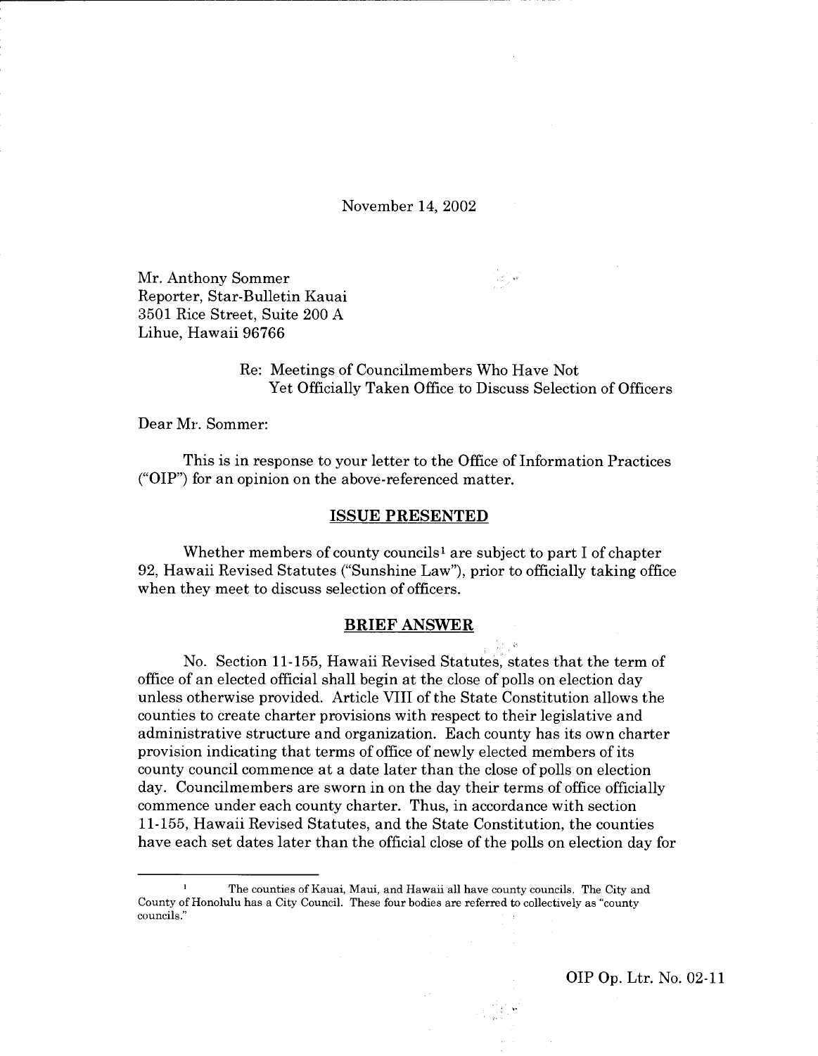November 14, 2002

Mr. Anthony Sommer
Reporter, Star-Bulletin Kauai
3501 Rice Street, Suite 200 A
Lihue, Hawaii 96766

Re: Meetings of Councilmembers Who Have Not Yet Officially Taken Office to Discuss Selection of Officers

Dear Mr. Sommer:

This is in response to your letter to the Office of Information Practices ("OIP") for an opinion on the above-referenced matter.

## ISSUE PRESENTED

Whether members of county councils[1] are subject to part I of chapter 92, Hawaii Revised Statutes ("Sunshine Law"), prior to officially taking office when they meet to discuss selection of officers.

## BRIEF ANSWER

No. Section 11-155, Hawaii Revised Statutes, states that the term of office of an elected official shall begin at the close of polls on election day unless otherwise provided. Article VIII of the State Constitution allows the counties to create charter provisions with respect to their legislative and administrative structure and organization. Each county has its own charter provision indicating that terms of office of newly elected members of its county council commence at a date later than the close of polls on election day. Councilmembers are sworn in on the day their terms of office officially commence under each county charter. Thus, in accordance with section 11-155, Hawaii Revised Statutes, and the State Constitution, the counties have each set dates later than the official close of the polls on election day for

---

[1] The counties of Kauai, Maui, and Hawaii all have county councils. The City and County of Honolulu has a City Council. These four bodies are referred to collectively as "county councils."

OIP Op. Ltr. No. 02-11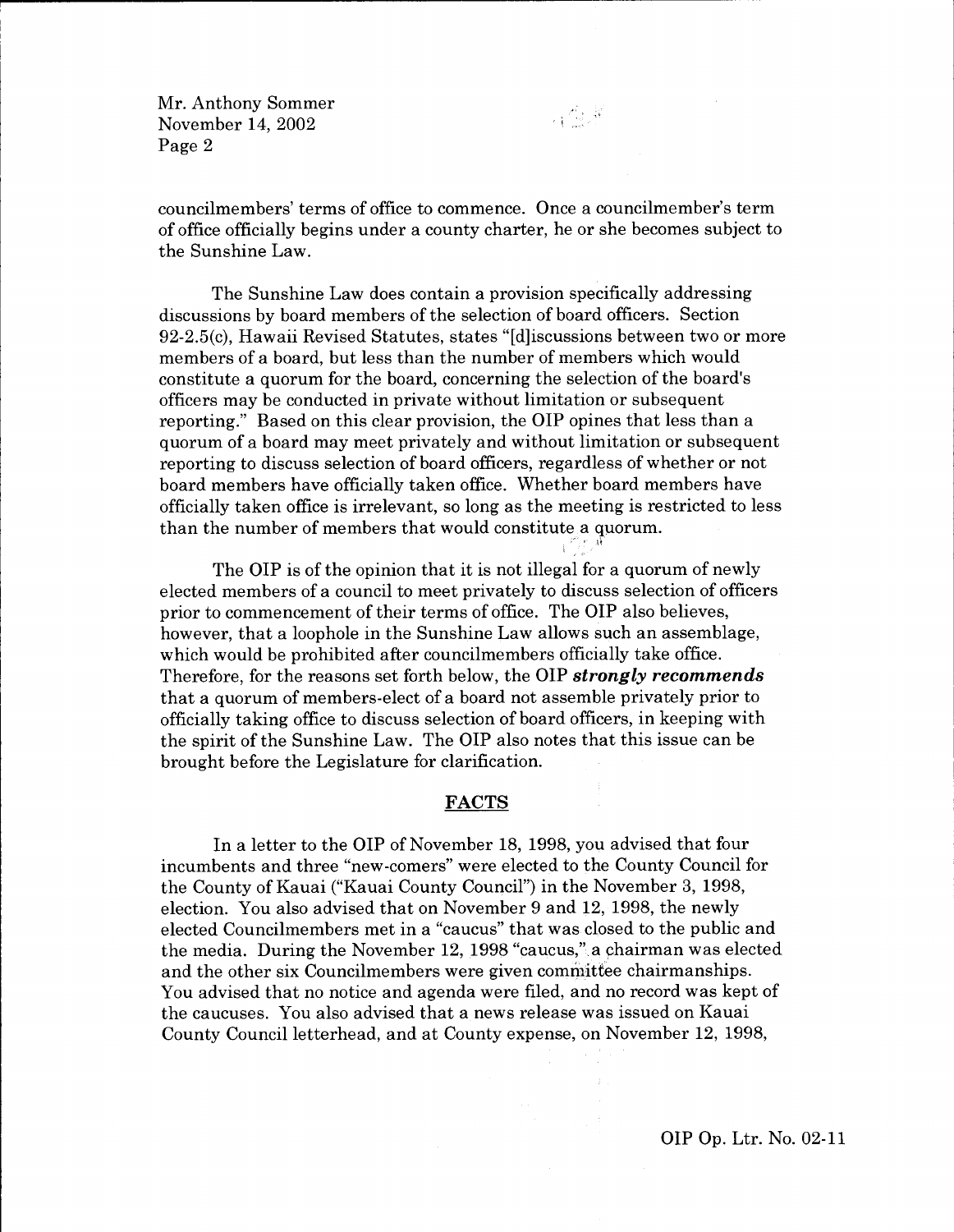councilmembers' terms of office to commence. Once a councilmember's term of office officially begins under a county charter, he or she becomes subject to the Sunshine Law.

The Sunshine Law does contain a provision specifically addressing discussions by board members of the selection of board officers. Section 92-2.5(c), Hawaii Revised Statutes, states "[d]iscussions between two or more members of a board, but less than the number of members which would constitute a quorum for the board, concerning the selection of the board's officers may be conducted in private without limitation or subsequent reporting." Based on this clear provision, the OIP opines that less than a quorum of a board may meet privately and without limitation or subsequent reporting to discuss selection of board officers, regardless of whether or not board members have officially taken office. Whether board members have officially taken office is irrelevant, so long as the meeting is restricted to less than the number of members that would constitute a quorum.

The OIP is of the opinion that it is not illegal for a quorum of newly elected members of a council to meet privately to discuss selection of officers prior to commencement of their terms of office. The OIP also believes, however, that a loophole in the Sunshine Law allows such an assemblage, which would be prohibited after councilmembers officially take office. Therefore, for the reasons set forth below, the OIP ***strongly recommends*** that a quorum of members-elect of a board not assemble privately prior to officially taking office to discuss selection of board officers, in keeping with the spirit of the Sunshine Law. The OIP also notes that this issue can be brought before the Legislature for clarification.

## FACTS

In a letter to the OIP of November 18, 1998, you advised that four incumbents and three "new-comers" were elected to the County Council for the County of Kauai ("Kauai County Council") in the November 3, 1998, election. You also advised that on November 9 and 12, 1998, the newly elected Councilmembers met in a "caucus" that was closed to the public and the media. During the November 12, 1998 "caucus," a chairman was elected and the other six Councilmembers were given committee chairmanships. You advised that no notice and agenda were filed, and no record was kept of the caucuses. You also advised that a news release was issued on Kauai County Council letterhead, and at County expense, on November 12, 1998,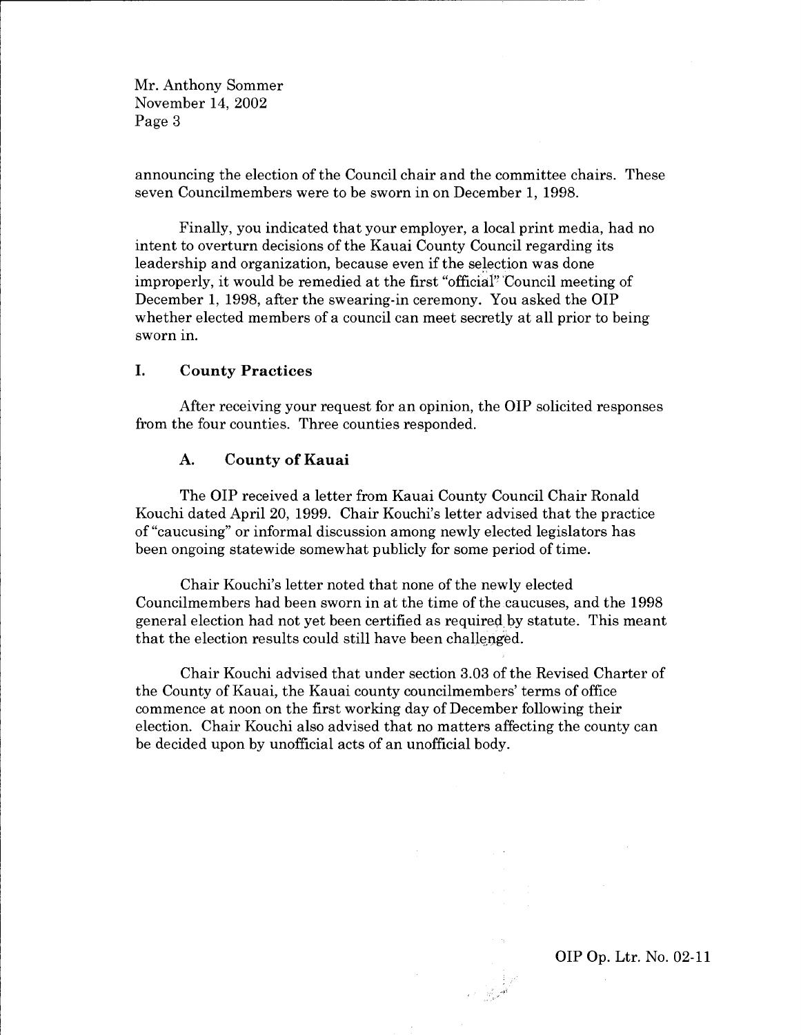announcing the election of the Council chair and the committee chairs. These seven Councilmembers were to be sworn in on December 1, 1998.

Finally, you indicated that your employer, a local print media, had no intent to overturn decisions of the Kauai County Council regarding its leadership and organization, because even if the selection was done improperly, it would be remedied at the first "official" Council meeting of December 1, 1998, after the swearing-in ceremony. You asked the OIP whether elected members of a council can meet secretly at all prior to being sworn in.

## I. County Practices

After receiving your request for an opinion, the OIP solicited responses from the four counties. Three counties responded.

### A. County of Kauai

The OIP received a letter from Kauai County Council Chair Ronald Kouchi dated April 20, 1999. Chair Kouchi's letter advised that the practice of "caucusing" or informal discussion among newly elected legislators has been ongoing statewide somewhat publicly for some period of time.

Chair Kouchi's letter noted that none of the newly elected Councilmembers had been sworn in at the time of the caucuses, and the 1998 general election had not yet been certified as required by statute. This meant that the election results could still have been challenged.

Chair Kouchi advised that under section 3.03 of the Revised Charter of the County of Kauai, the Kauai county councilmembers' terms of office commence at noon on the first working day of December following their election. Chair Kouchi also advised that no matters affecting the county can be decided upon by unofficial acts of an unofficial body.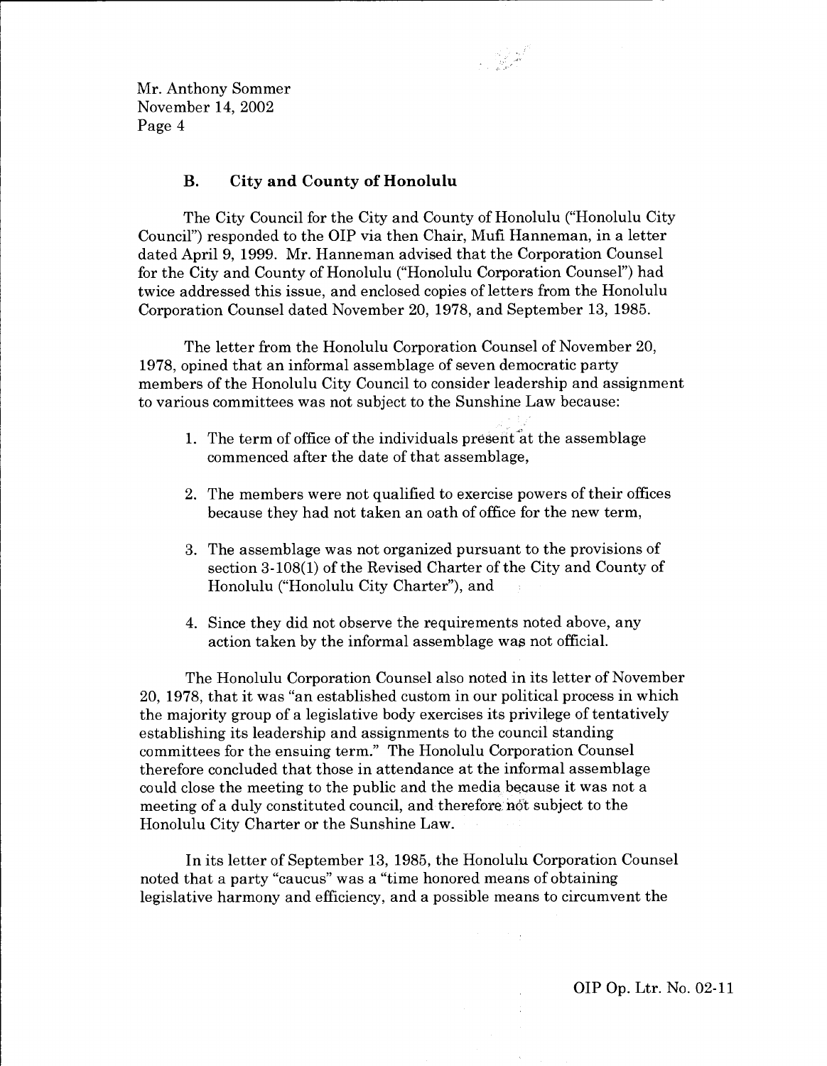### B. City and County of Honolulu

The City Council for the City and County of Honolulu ("Honolulu City Council") responded to the OIP via then Chair, Mufi Hanneman, in a letter dated April 9, 1999. Mr. Hanneman advised that the Corporation Counsel for the City and County of Honolulu ("Honolulu Corporation Counsel") had twice addressed this issue, and enclosed copies of letters from the Honolulu Corporation Counsel dated November 20, 1978, and September 13, 1985.

The letter from the Honolulu Corporation Counsel of November 20, 1978, opined that an informal assemblage of seven democratic party members of the Honolulu City Council to consider leadership and assignment to various committees was not subject to the Sunshine Law because:

1. The term of office of the individuals present at the assemblage commenced after the date of that assemblage,

2. The members were not qualified to exercise powers of their offices because they had not taken an oath of office for the new term,

3. The assemblage was not organized pursuant to the provisions of section 3-108(1) of the Revised Charter of the City and County of Honolulu ("Honolulu City Charter"), and

4. Since they did not observe the requirements noted above, any action taken by the informal assemblage was not official.

The Honolulu Corporation Counsel also noted in its letter of November 20, 1978, that it was "an established custom in our political process in which the majority group of a legislative body exercises its privilege of tentatively establishing its leadership and assignments to the council standing committees for the ensuing term." The Honolulu Corporation Counsel therefore concluded that those in attendance at the informal assemblage could close the meeting to the public and the media because it was not a meeting of a duly constituted council, and therefore not subject to the Honolulu City Charter or the Sunshine Law.

In its letter of September 13, 1985, the Honolulu Corporation Counsel noted that a party "caucus" was a "time honored means of obtaining legislative harmony and efficiency, and a possible means to circumvent the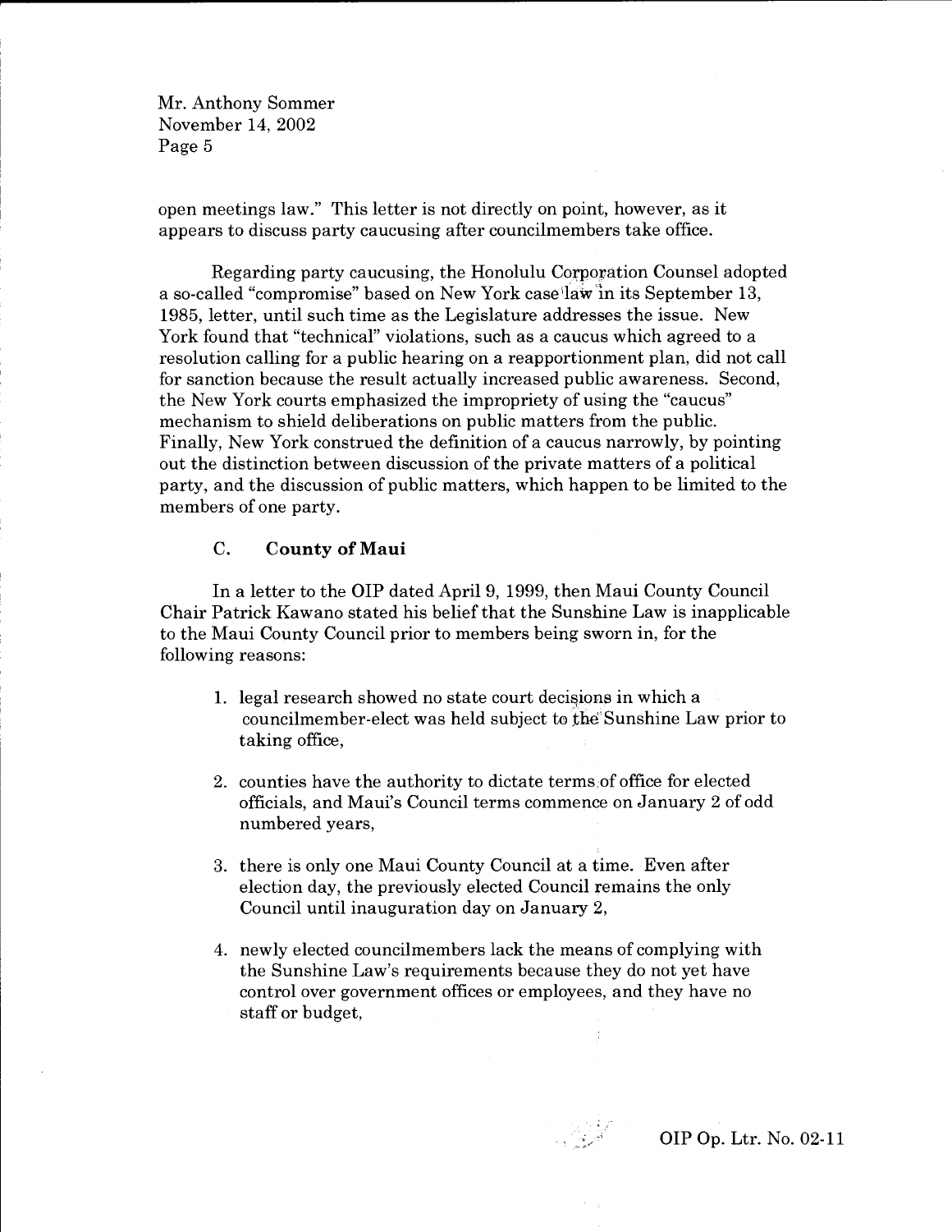open meetings law." This letter is not directly on point, however, as it appears to discuss party caucusing after councilmembers take office.

Regarding party caucusing, the Honolulu Corporation Counsel adopted a so-called "compromise" based on New York case law in its September 13, 1985, letter, until such time as the Legislature addresses the issue. New York found that "technical" violations, such as a caucus which agreed to a resolution calling for a public hearing on a reapportionment plan, did not call for sanction because the result actually increased public awareness. Second, the New York courts emphasized the impropriety of using the "caucus" mechanism to shield deliberations on public matters from the public. Finally, New York construed the definition of a caucus narrowly, by pointing out the distinction between discussion of the private matters of a political party, and the discussion of public matters, which happen to be limited to the members of one party.

### C. County of Maui

In a letter to the OIP dated April 9, 1999, then Maui County Council Chair Patrick Kawano stated his belief that the Sunshine Law is inapplicable to the Maui County Council prior to members being sworn in, for the following reasons:

1. legal research showed no state court decisions in which a councilmember-elect was held subject to the Sunshine Law prior to taking office,

2. counties have the authority to dictate terms of office for elected officials, and Maui's Council terms commence on January 2 of odd numbered years,

3. there is only one Maui County Council at a time. Even after election day, the previously elected Council remains the only Council until inauguration day on January 2,

4. newly elected councilmembers lack the means of complying with the Sunshine Law's requirements because they do not yet have control over government offices or employees, and they have no staff or budget,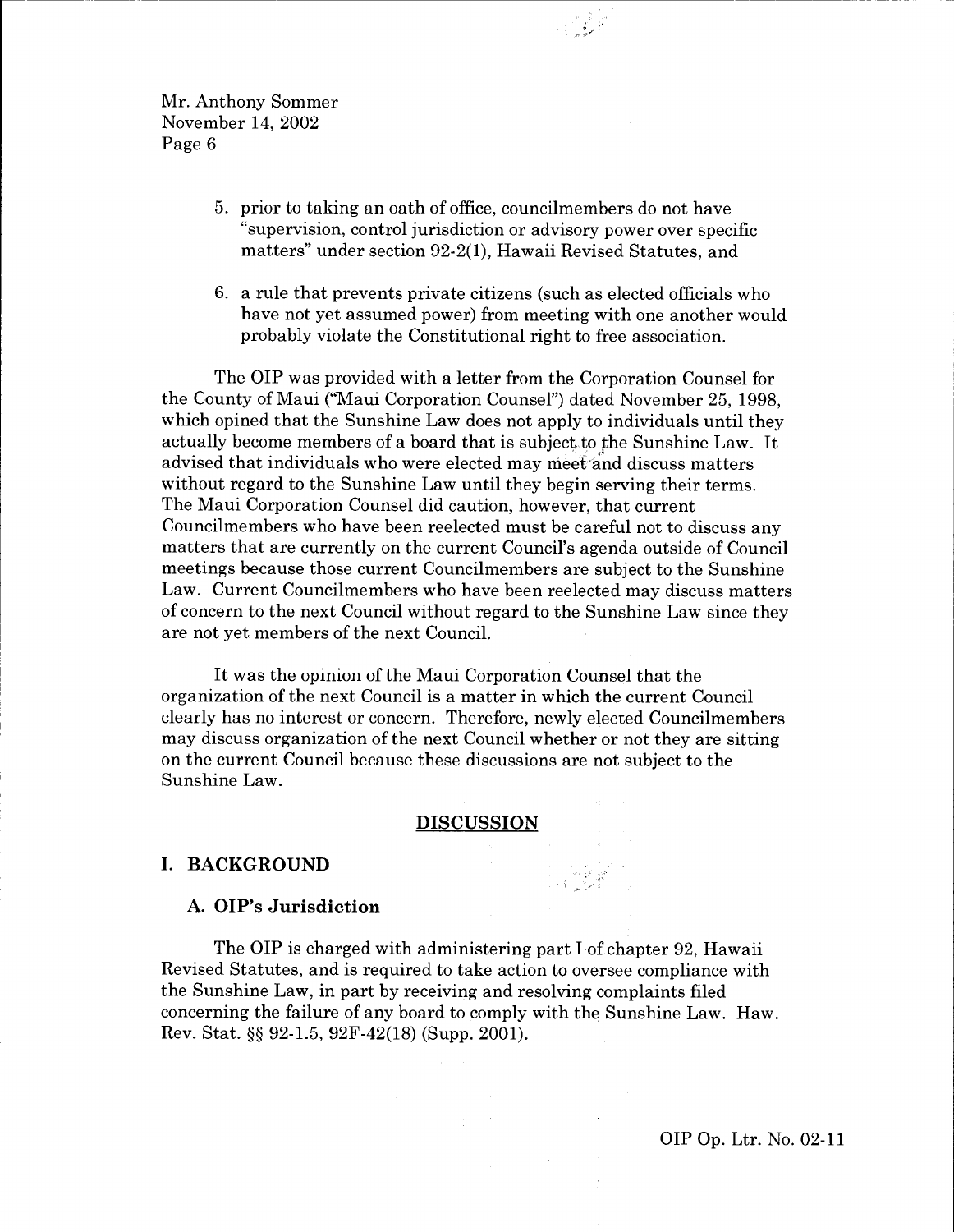5. prior to taking an oath of office, councilmembers do not have "supervision, control jurisdiction or advisory power over specific matters" under section 92-2(1), Hawaii Revised Statutes, and

6. a rule that prevents private citizens (such as elected officials who have not yet assumed power) from meeting with one another would probably violate the Constitutional right to free association.

The OIP was provided with a letter from the Corporation Counsel for the County of Maui ("Maui Corporation Counsel") dated November 25, 1998, which opined that the Sunshine Law does not apply to individuals until they actually become members of a board that is subject to the Sunshine Law. It advised that individuals who were elected may meet and discuss matters without regard to the Sunshine Law until they begin serving their terms. The Maui Corporation Counsel did caution, however, that current Councilmembers who have been reelected must be careful not to discuss any matters that are currently on the current Council's agenda outside of Council meetings because those current Councilmembers are subject to the Sunshine Law. Current Councilmembers who have been reelected may discuss matters of concern to the next Council without regard to the Sunshine Law since they are not yet members of the next Council.

It was the opinion of the Maui Corporation Counsel that the organization of the next Council is a matter in which the current Council clearly has no interest or concern. Therefore, newly elected Councilmembers may discuss organization of the next Council whether or not they are sitting on the current Council because these discussions are not subject to the Sunshine Law.

## DISCUSSION

### I. BACKGROUND

#### A. OIP's Jurisdiction

The OIP is charged with administering part I of chapter 92, Hawaii Revised Statutes, and is required to take action to oversee compliance with the Sunshine Law, in part by receiving and resolving complaints filed concerning the failure of any board to comply with the Sunshine Law. Haw. Rev. Stat. §§ 92-1.5, 92F-42(18) (Supp. 2001).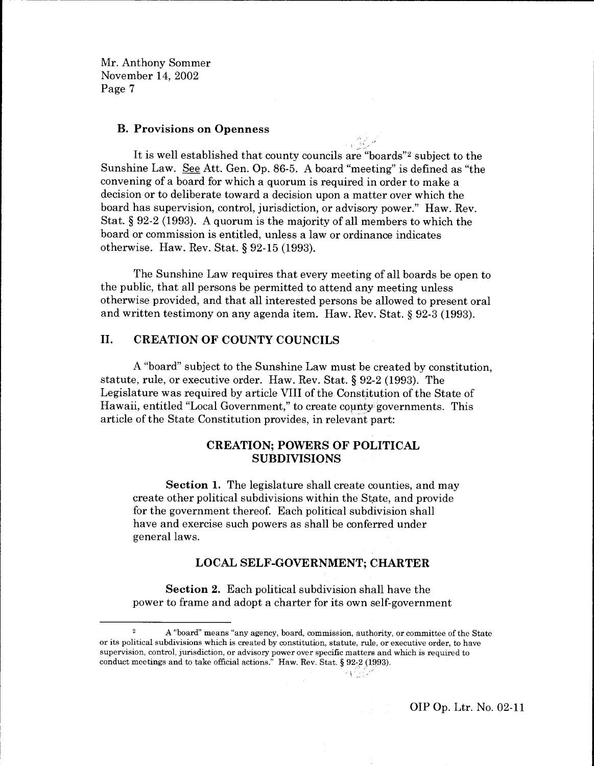### B. Provisions on Openness

It is well established that county councils are "boards"[2] subject to the Sunshine Law. See Att. Gen. Op. 86-5. A board "meeting" is defined as "the convening of a board for which a quorum is required in order to make a decision or to deliberate toward a decision upon a matter over which the board has supervision, control, jurisdiction, or advisory power." Haw. Rev. Stat. § 92-2 (1993). A quorum is the majority of all members to which the board or commission is entitled, unless a law or ordinance indicates otherwise. Haw. Rev. Stat. § 92-15 (1993).

The Sunshine Law requires that every meeting of all boards be open to the public, that all persons be permitted to attend any meeting unless otherwise provided, and that all interested persons be allowed to present oral and written testimony on any agenda item. Haw. Rev. Stat. § 92-3 (1993).

## II. CREATION OF COUNTY COUNCILS

A "board" subject to the Sunshine Law must be created by constitution, statute, rule, or executive order. Haw. Rev. Stat. § 92-2 (1993). The Legislature was required by article VIII of the Constitution of the State of Hawaii, entitled "Local Government," to create county governments. This article of the State Constitution provides, in relevant part:

> **CREATION; POWERS OF POLITICAL SUBDIVISIONS**
>
> **Section 1.** The legislature shall create counties, and may create other political subdivisions within the State, and provide for the government thereof. Each political subdivision shall have and exercise such powers as shall be conferred under general laws.
>
> **LOCAL SELF-GOVERNMENT; CHARTER**
>
> **Section 2.** Each political subdivision shall have the power to frame and adopt a charter for its own self-government

[2] A "board" means "any agency, board, commission, authority, or committee of the State or its political subdivisions which is created by constitution, statute, rule, or executive order, to have supervision, control, jurisdiction, or advisory power over specific matters and which is required to conduct meetings and to take official actions." Haw. Rev. Stat. § 92-2 (1993).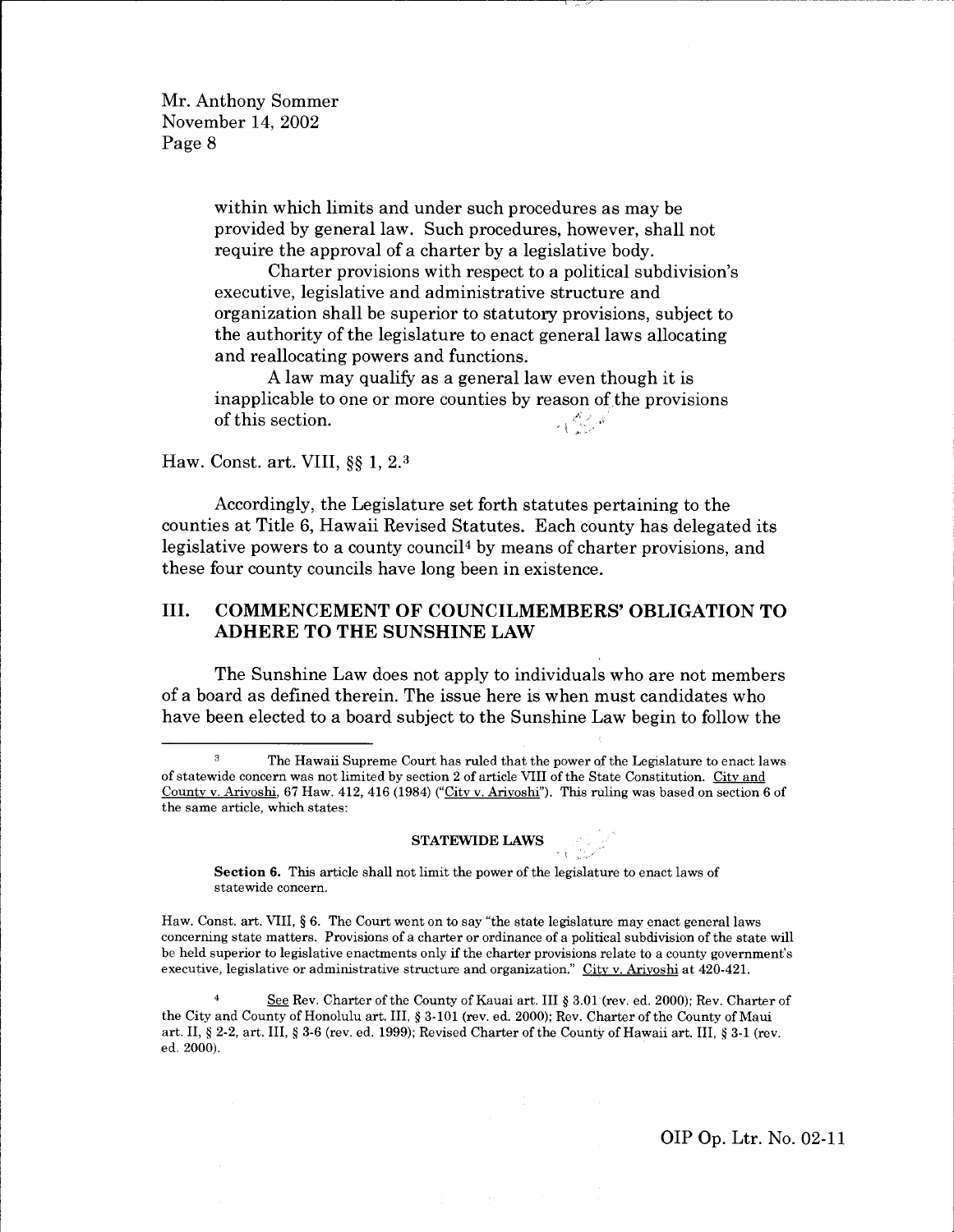> within which limits and under such procedures as may be provided by general law. Such procedures, however, shall not require the approval of a charter by a legislative body.
>
> Charter provisions with respect to a political subdivision's executive, legislative and administrative structure and organization shall be superior to statutory provisions, subject to the authority of the legislature to enact general laws allocating and reallocating powers and functions.
>
> A law may qualify as a general law even though it is inapplicable to one or more counties by reason of the provisions of this section.

Haw. Const. art. VIII, §§ 1, 2.[3]

Accordingly, the Legislature set forth statutes pertaining to the counties at Title 6, Hawaii Revised Statutes. Each county has delegated its legislative powers to a county council[4] by means of charter provisions, and these four county councils have long been in existence.

## III. COMMENCEMENT OF COUNCILMEMBERS' OBLIGATION TO ADHERE TO THE SUNSHINE LAW

The Sunshine Law does not apply to individuals who are not members of a board as defined therein. The issue here is when must candidates who have been elected to a board subject to the Sunshine Law begin to follow the

---

[3] The Hawaii Supreme Court has ruled that the power of the Legislature to enact laws of statewide concern was not limited by section 2 of article VIII of the State Constitution. City and County v. Ariyoshi, 67 Haw. 412, 416 (1984) ("City v. Ariyoshi"). This ruling was based on section 6 of the same article, which states:

> **STATEWIDE LAWS**
>
> **Section 6.** This article shall not limit the power of the legislature to enact laws of statewide concern.

Haw. Const. art. VIII, § 6. The Court went on to say "the state legislature may enact general laws concerning state matters. Provisions of a charter or ordinance of a political subdivision of the state will be held superior to legislative enactments only if the charter provisions relate to a county government's executive, legislative or administrative structure and organization." City v. Ariyoshi at 420-421.

[4] See Rev. Charter of the County of Kauai art. III § 3.01 (rev. ed. 2000); Rev. Charter of the City and County of Honolulu art. III, § 3-101 (rev. ed. 2000); Rev. Charter of the County of Maui art. II, § 2-2, art. III, § 3-6 (rev. ed. 1999); Revised Charter of the County of Hawaii art. III, § 3-1 (rev. ed. 2000).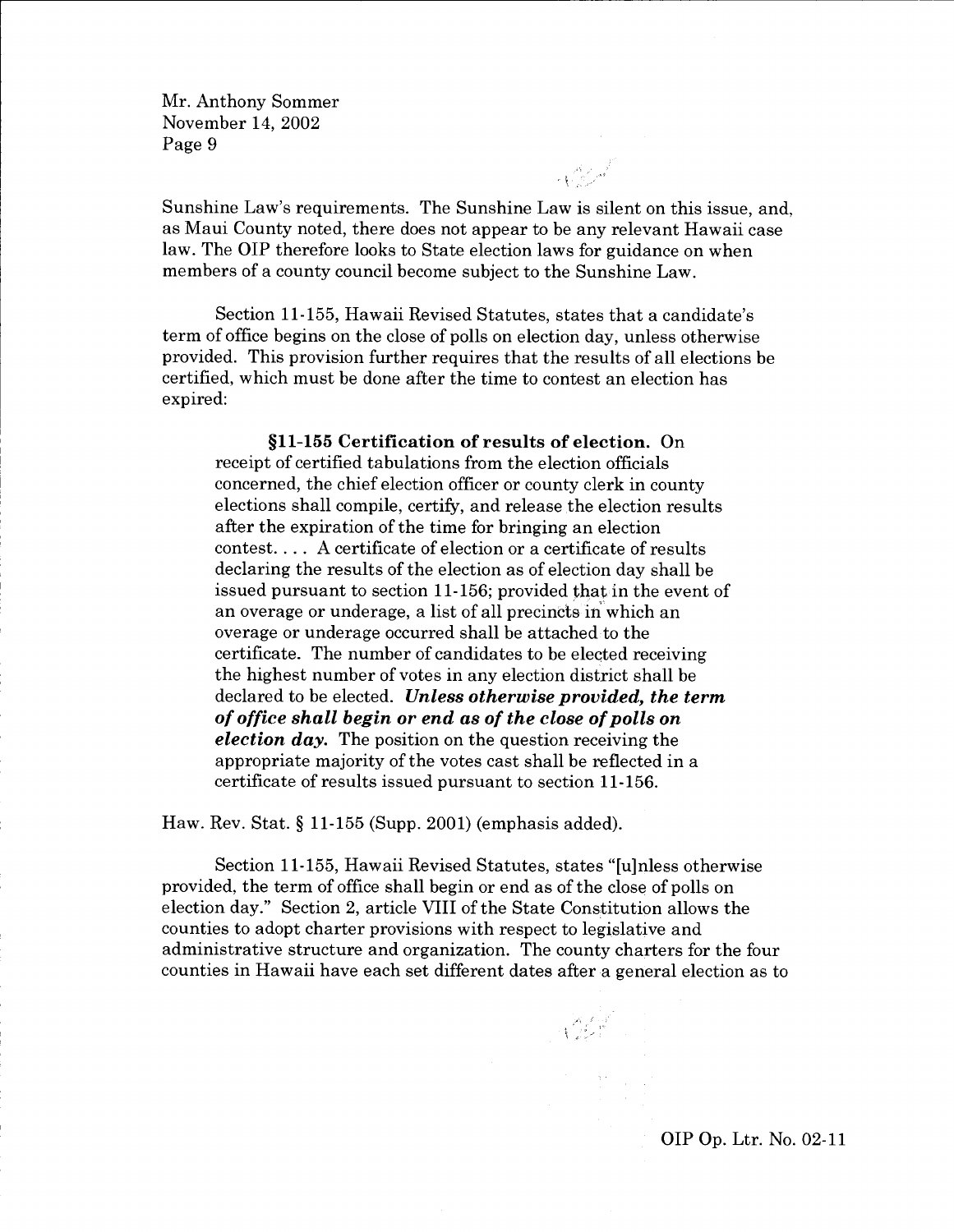Sunshine Law's requirements. The Sunshine Law is silent on this issue, and, as Maui County noted, there does not appear to be any relevant Hawaii case law. The OIP therefore looks to State election laws for guidance on when members of a county council become subject to the Sunshine Law.

Section 11-155, Hawaii Revised Statutes, states that a candidate's term of office begins on the close of polls on election day, unless otherwise provided. This provision further requires that the results of all elections be certified, which must be done after the time to contest an election has expired:

> **§11-155 Certification of results of election.** On receipt of certified tabulations from the election officials concerned, the chief election officer or county clerk in county elections shall compile, certify, and release the election results after the expiration of the time for bringing an election contest. . . . A certificate of election or a certificate of results declaring the results of the election as of election day shall be issued pursuant to section 11-156; provided that in the event of an overage or underage, a list of all precincts in which an overage or underage occurred shall be attached to the certificate. The number of candidates to be elected receiving the highest number of votes in any election district shall be declared to be elected. ***Unless otherwise provided, the term of office shall begin or end as of the close of polls on election day.*** The position on the question receiving the appropriate majority of the votes cast shall be reflected in a certificate of results issued pursuant to section 11-156.

Haw. Rev. Stat. § 11-155 (Supp. 2001) (emphasis added).

Section 11-155, Hawaii Revised Statutes, states "[u]nless otherwise provided, the term of office shall begin or end as of the close of polls on election day." Section 2, article VIII of the State Constitution allows the counties to adopt charter provisions with respect to legislative and administrative structure and organization. The county charters for the four counties in Hawaii have each set different dates after a general election as to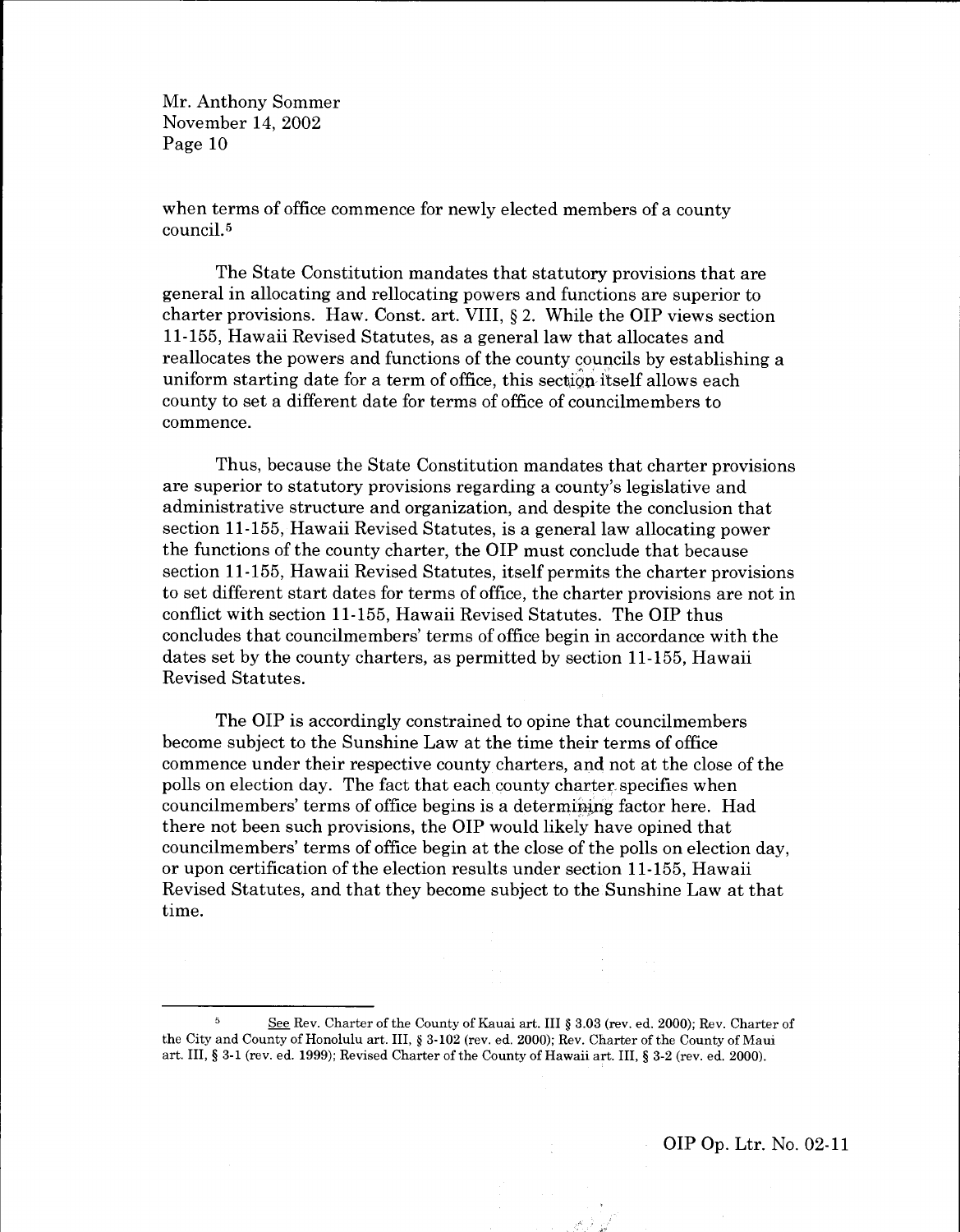when terms of office commence for newly elected members of a county council.[5]

The State Constitution mandates that statutory provisions that are general in allocating and rellocating powers and functions are superior to charter provisions. Haw. Const. art. VIII, § 2. While the OIP views section 11-155, Hawaii Revised Statutes, as a general law that allocates and reallocates the powers and functions of the county councils by establishing a uniform starting date for a term of office, this section itself allows each county to set a different date for terms of office of councilmembers to commence.

Thus, because the State Constitution mandates that charter provisions are superior to statutory provisions regarding a county's legislative and administrative structure and organization, and despite the conclusion that section 11-155, Hawaii Revised Statutes, is a general law allocating power the functions of the county charter, the OIP must conclude that because section 11-155, Hawaii Revised Statutes, itself permits the charter provisions to set different start dates for terms of office, the charter provisions are not in conflict with section 11-155, Hawaii Revised Statutes. The OIP thus concludes that councilmembers' terms of office begin in accordance with the dates set by the county charters, as permitted by section 11-155, Hawaii Revised Statutes.

The OIP is accordingly constrained to opine that councilmembers become subject to the Sunshine Law at the time their terms of office commence under their respective county charters, and not at the close of the polls on election day. The fact that each county charter specifies when councilmembers' terms of office begins is a determining factor here. Had there not been such provisions, the OIP would likely have opined that councilmembers' terms of office begin at the close of the polls on election day, or upon certification of the election results under section 11-155, Hawaii Revised Statutes, and that they become subject to the Sunshine Law at that time.

---

[5] See Rev. Charter of the County of Kauai art. III § 3.03 (rev. ed. 2000); Rev. Charter of the City and County of Honolulu art. III, § 3-102 (rev. ed. 2000); Rev. Charter of the County of Maui art. III, § 3-1 (rev. ed. 1999); Revised Charter of the County of Hawaii art. III, § 3-2 (rev. ed. 2000).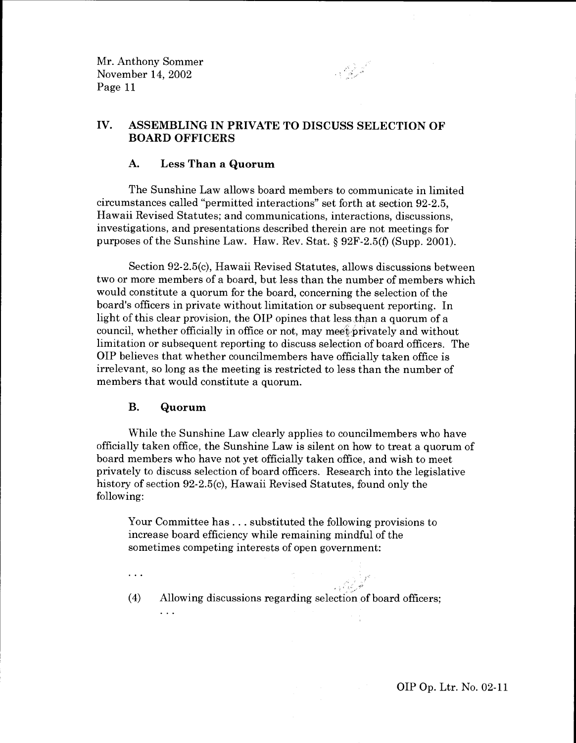## IV. ASSEMBLING IN PRIVATE TO DISCUSS SELECTION OF BOARD OFFICERS

### A. Less Than a Quorum

The Sunshine Law allows board members to communicate in limited circumstances called "permitted interactions" set forth at section 92-2.5, Hawaii Revised Statutes; and communications, interactions, discussions, investigations, and presentations described therein are not meetings for purposes of the Sunshine Law. Haw. Rev. Stat. § 92F-2.5(f) (Supp. 2001).

Section 92-2.5(c), Hawaii Revised Statutes, allows discussions between two or more members of a board, but less than the number of members which would constitute a quorum for the board, concerning the selection of the board's officers in private without limitation or subsequent reporting. In light of this clear provision, the OIP opines that less than a quorum of a council, whether officially in office or not, may meet privately and without limitation or subsequent reporting to discuss selection of board officers. The OIP believes that whether councilmembers have officially taken office is irrelevant, so long as the meeting is restricted to less than the number of members that would constitute a quorum.

### B. Quorum

While the Sunshine Law clearly applies to councilmembers who have officially taken office, the Sunshine Law is silent on how to treat a quorum of board members who have not yet officially taken office, and wish to meet privately to discuss selection of board officers. Research into the legislative history of section 92-2.5(c), Hawaii Revised Statutes, found only the following:

> Your Committee has . . . substituted the following provisions to increase board efficiency while remaining mindful of the sometimes competing interests of open government:
>
> . . .
>
> (4) Allowing discussions regarding selection of board officers;
>
> . . .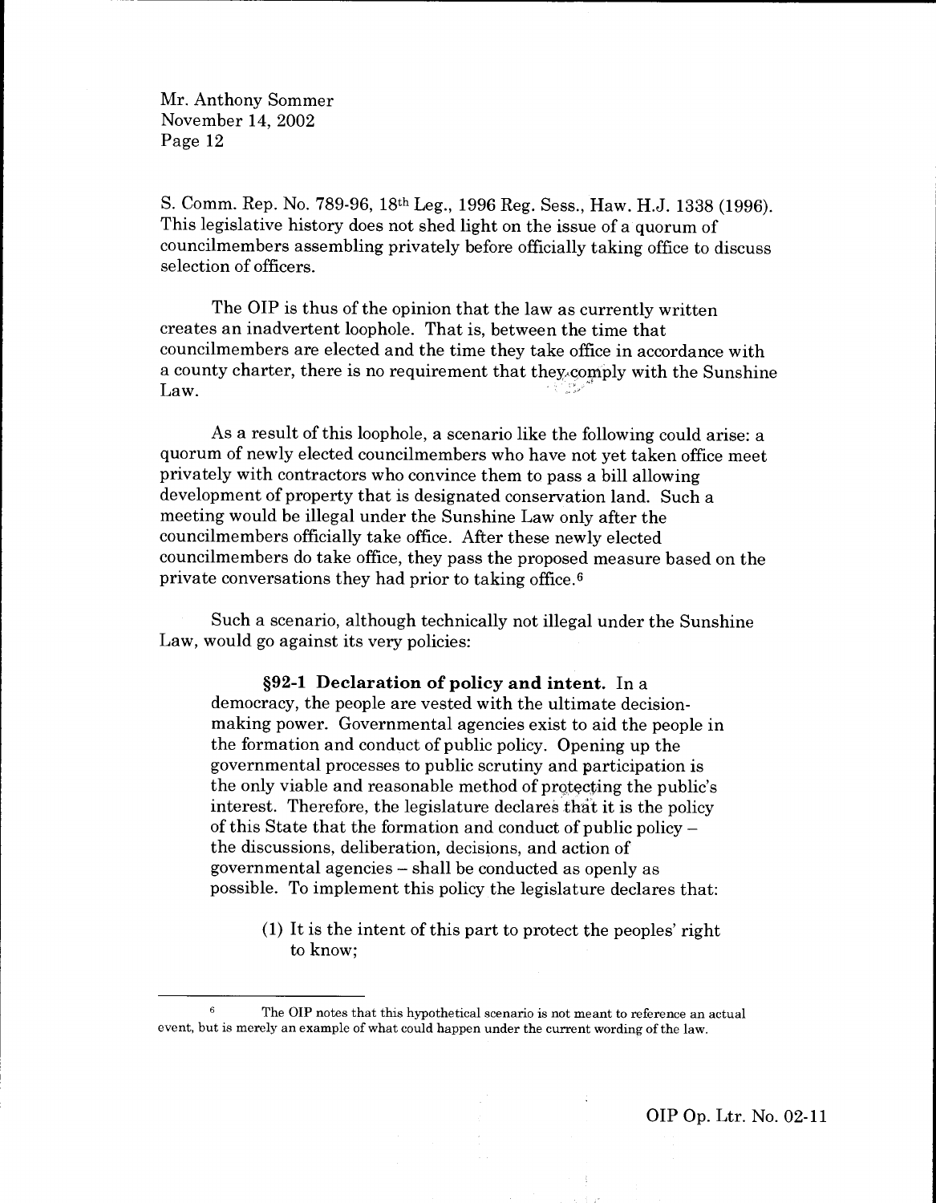S. Comm. Rep. No. 789-96, 18th Leg., 1996 Reg. Sess., Haw. H.J. 1338 (1996). This legislative history does not shed light on the issue of a quorum of councilmembers assembling privately before officially taking office to discuss selection of officers.

The OIP is thus of the opinion that the law as currently written creates an inadvertent loophole. That is, between the time that councilmembers are elected and the time they take office in accordance with a county charter, there is no requirement that they comply with the Sunshine Law.

As a result of this loophole, a scenario like the following could arise: a quorum of newly elected councilmembers who have not yet taken office meet privately with contractors who convince them to pass a bill allowing development of property that is designated conservation land. Such a meeting would be illegal under the Sunshine Law only after the councilmembers officially take office. After these newly elected councilmembers do take office, they pass the proposed measure based on the private conversations they had prior to taking office.[6]

Such a scenario, although technically not illegal under the Sunshine Law, would go against its very policies:

> **§92-1 Declaration of policy and intent.** In a democracy, the people are vested with the ultimate decision-making power. Governmental agencies exist to aid the people in the formation and conduct of public policy. Opening up the governmental processes to public scrutiny and participation is the only viable and reasonable method of protecting the public's interest. Therefore, the legislature declares that it is the policy of this State that the formation and conduct of public policy – the discussions, deliberation, decisions, and action of governmental agencies – shall be conducted as openly as possible. To implement this policy the legislature declares that:
>
> (1) It is the intent of this part to protect the peoples' right to know;

---

[6] The OIP notes that this hypothetical scenario is not meant to reference an actual event, but is merely an example of what could happen under the current wording of the law.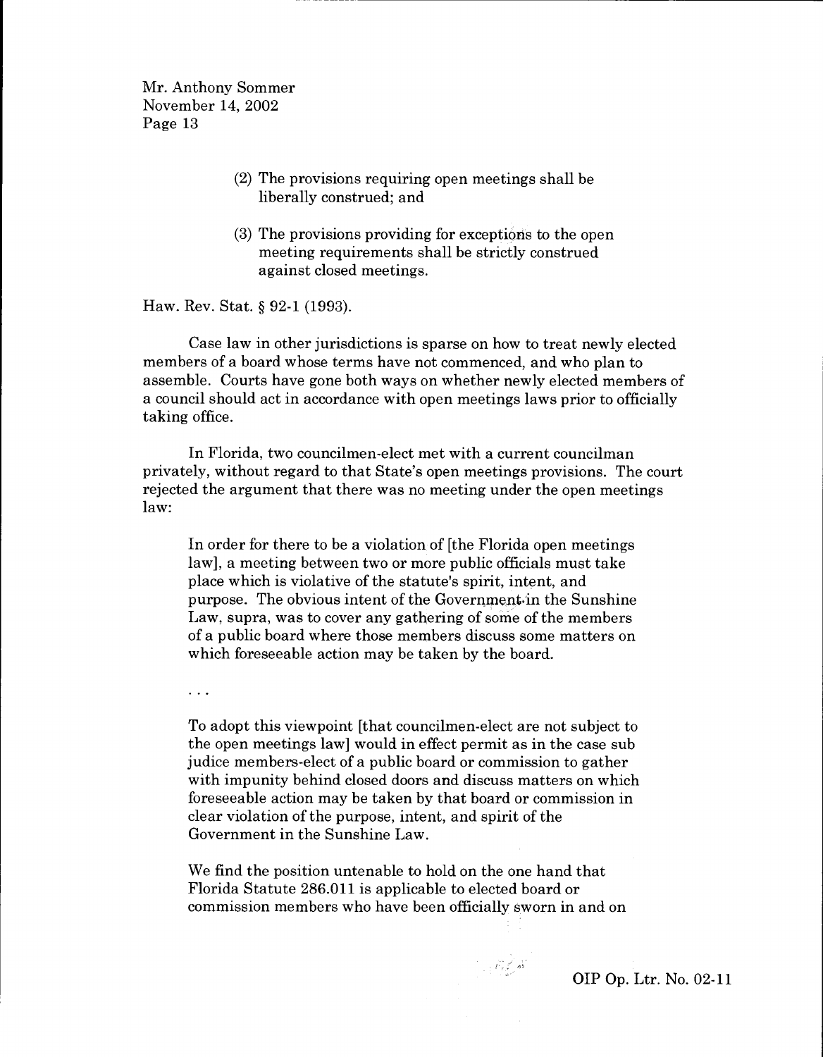(2) The provisions requiring open meetings shall be liberally construed; and

(3) The provisions providing for exceptions to the open meeting requirements shall be strictly construed against closed meetings.

Haw. Rev. Stat. § 92-1 (1993).

Case law in other jurisdictions is sparse on how to treat newly elected members of a board whose terms have not commenced, and who plan to assemble. Courts have gone both ways on whether newly elected members of a council should act in accordance with open meetings laws prior to officially taking office.

In Florida, two councilmen-elect met with a current councilman privately, without regard to that State's open meetings provisions. The court rejected the argument that there was no meeting under the open meetings law:

> In order for there to be a violation of [the Florida open meetings law], a meeting between two or more public officials must take place which is violative of the statute's spirit, intent, and purpose. The obvious intent of the Government in the Sunshine Law, supra, was to cover any gathering of some of the members of a public board where those members discuss some matters on which foreseeable action may be taken by the board.
>
> . . .
>
> To adopt this viewpoint [that councilmen-elect are not subject to the open meetings law] would in effect permit as in the case sub judice members-elect of a public board or commission to gather with impunity behind closed doors and discuss matters on which foreseeable action may be taken by that board or commission in clear violation of the purpose, intent, and spirit of the Government in the Sunshine Law.
>
> We find the position untenable to hold on the one hand that Florida Statute 286.011 is applicable to elected board or commission members who have been officially sworn in and on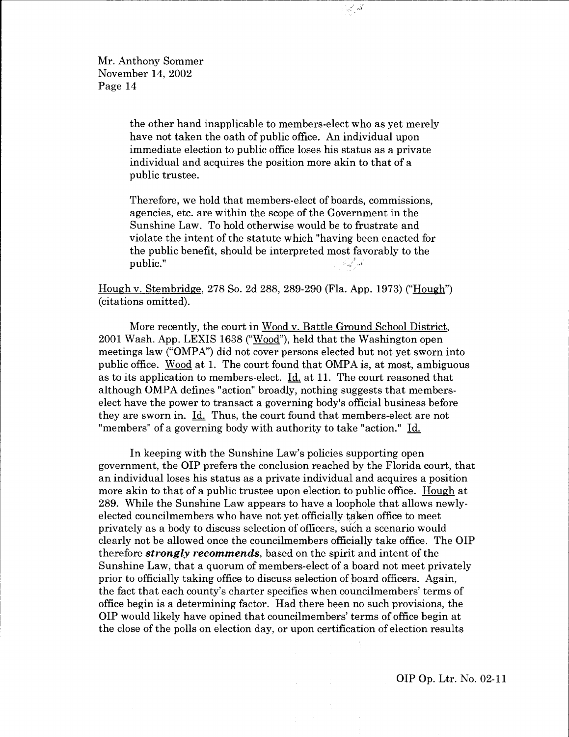the other hand inapplicable to members-elect who as yet merely have not taken the oath of public office. An individual upon immediate election to public office loses his status as a private individual and acquires the position more akin to that of a public trustee.

> Therefore, we hold that members-elect of boards, commissions, agencies, etc. are within the scope of the Government in the Sunshine Law. To hold otherwise would be to frustrate and violate the intent of the statute which "having been enacted for the public benefit, should be interpreted most favorably to the public."

Hough v. Stembridge, 278 So. 2d 288, 289-290 (Fla. App. 1973) ("Hough") (citations omitted).

More recently, the court in Wood v. Battle Ground School District, 2001 Wash. App. LEXIS 1638 ("Wood"), held that the Washington open meetings law ("OMPA") did not cover persons elected but not yet sworn into public office. Wood at 1. The court found that OMPA is, at most, ambiguous as to its application to members-elect. Id. at 11. The court reasoned that although OMPA defines "action" broadly, nothing suggests that members-elect have the power to transact a governing body's official business before they are sworn in. Id. Thus, the court found that members-elect are not "members" of a governing body with authority to take "action." Id.

In keeping with the Sunshine Law's policies supporting open government, the OIP prefers the conclusion reached by the Florida court, that an individual loses his status as a private individual and acquires a position more akin to that of a public trustee upon election to public office. Hough at 289. While the Sunshine Law appears to have a loophole that allows newly-elected councilmembers who have not yet officially taken office to meet privately as a body to discuss selection of officers, such a scenario would clearly not be allowed once the councilmembers officially take office. The OIP therefore ***strongly recommends***, based on the spirit and intent of the Sunshine Law, that a quorum of members-elect of a board not meet privately prior to officially taking office to discuss selection of board officers. Again, the fact that each county's charter specifies when councilmembers' terms of office begin is a determining factor. Had there been no such provisions, the OIP would likely have opined that councilmembers' terms of office begin at the close of the polls on election day, or upon certification of election results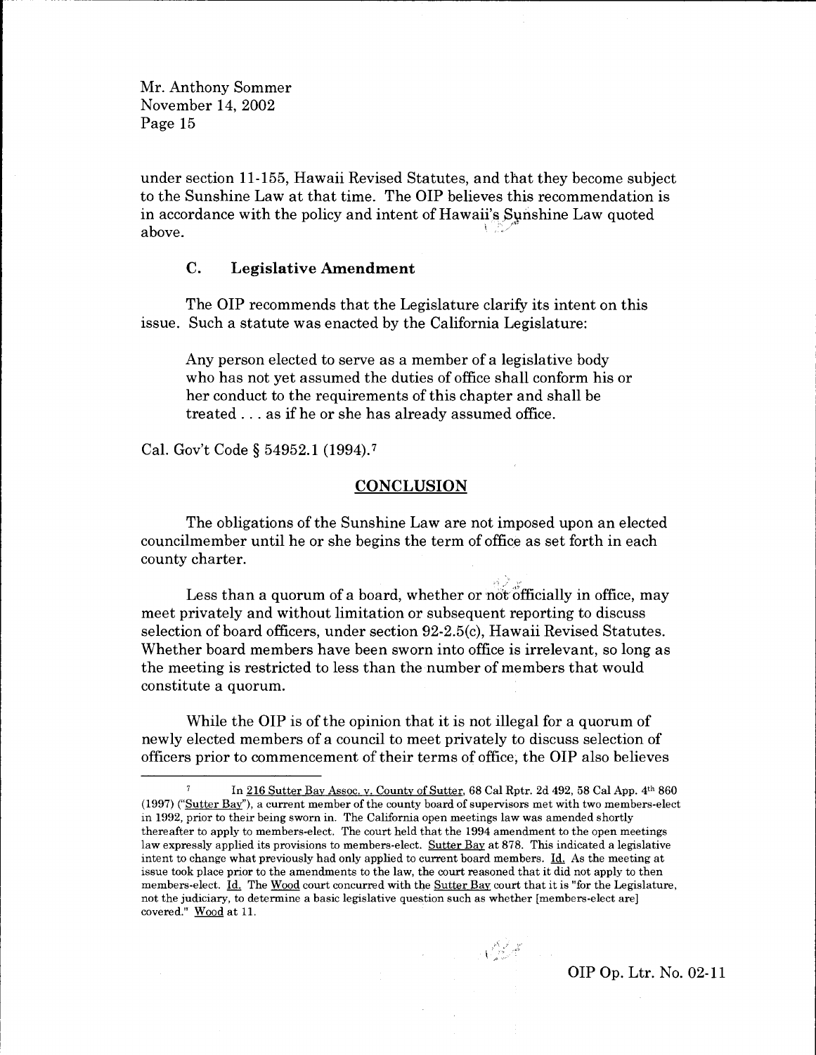under section 11-155, Hawaii Revised Statutes, and that they become subject to the Sunshine Law at that time. The OIP believes this recommendation is in accordance with the policy and intent of Hawaii's Sunshine Law quoted above.

### C. Legislative Amendment

The OIP recommends that the Legislature clarify its intent on this issue. Such a statute was enacted by the California Legislature:

> Any person elected to serve as a member of a legislative body who has not yet assumed the duties of office shall conform his or her conduct to the requirements of this chapter and shall be treated . . . as if he or she has already assumed office.

Cal. Gov't Code § 54952.1 (1994).[7]

## CONCLUSION

The obligations of the Sunshine Law are not imposed upon an elected councilmember until he or she begins the term of office as set forth in each county charter.

Less than a quorum of a board, whether or not officially in office, may meet privately and without limitation or subsequent reporting to discuss selection of board officers, under section 92-2.5(c), Hawaii Revised Statutes. Whether board members have been sworn into office is irrelevant, so long as the meeting is restricted to less than the number of members that would constitute a quorum.

While the OIP is of the opinion that it is not illegal for a quorum of newly elected members of a council to meet privately to discuss selection of officers prior to commencement of their terms of office, the OIP also believes

---

[7] In 216 Sutter Bay Assoc. v. County of Sutter, 68 Cal Rptr. 2d 492, 58 Cal App. 4th 860 (1997) ("Sutter Bay"), a current member of the county board of supervisors met with two members-elect in 1992, prior to their being sworn in. The California open meetings law was amended shortly thereafter to apply to members-elect. The court held that the 1994 amendment to the open meetings law expressly applied its provisions to members-elect. Sutter Bay at 878. This indicated a legislative intent to change what previously had only applied to current board members. Id. As the meeting at issue took place prior to the amendments to the law, the court reasoned that it did not apply to then members-elect. Id. The Wood court concurred with the Sutter Bay court that it is "for the Legislature, not the judiciary, to determine a basic legislative question such as whether [members-elect are] covered." Wood at 11.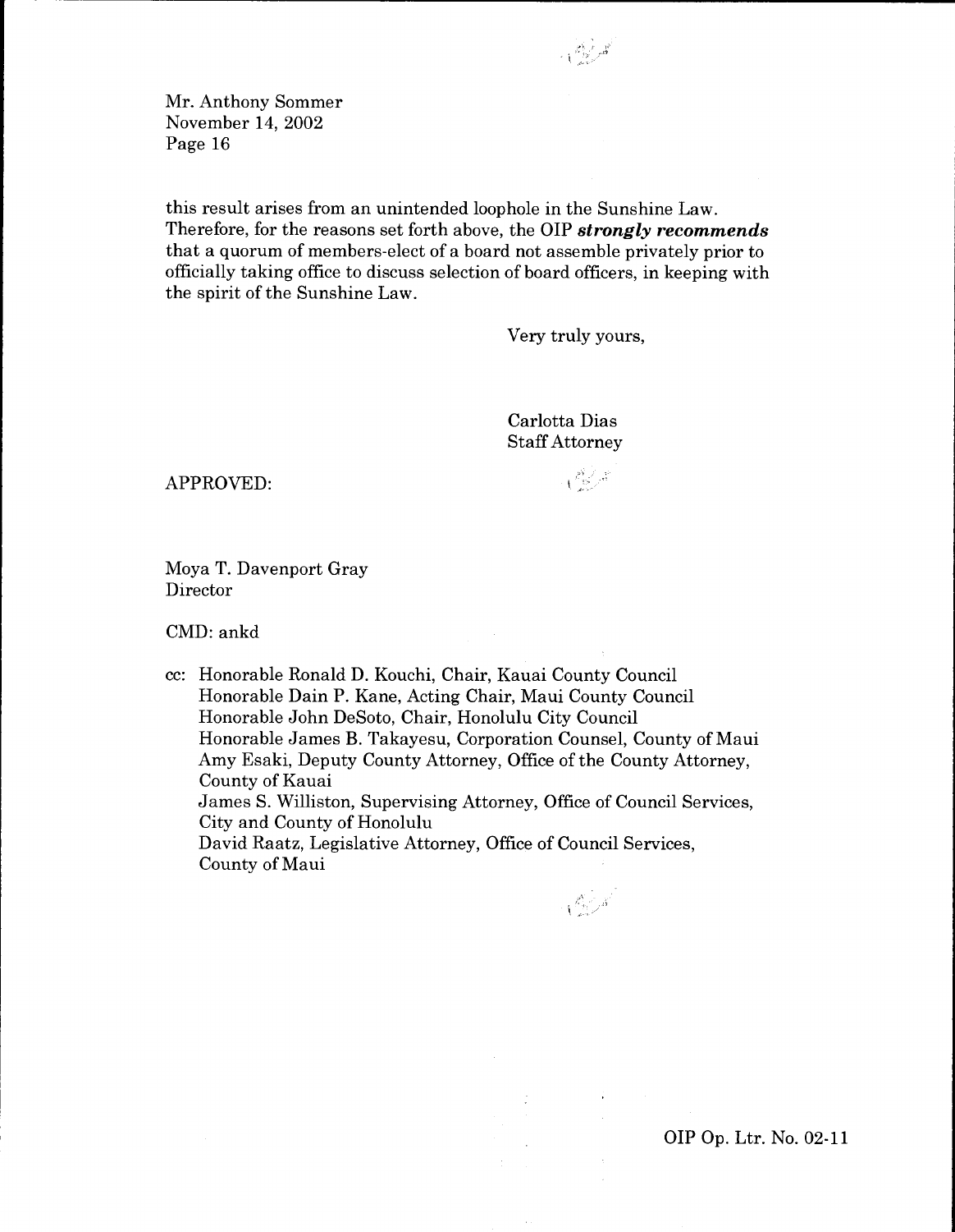this result arises from an unintended loophole in the Sunshine Law. Therefore, for the reasons set forth above, the OIP ***strongly recommends*** that a quorum of members-elect of a board not assemble privately prior to officially taking office to discuss selection of board officers, in keeping with the spirit of the Sunshine Law.

Very truly yours,

Carlotta Dias
Staff Attorney

APPROVED:

Moya T. Davenport Gray
Director

CMD: ankd

cc: Honorable Ronald D. Kouchi, Chair, Kauai County Council
Honorable Dain P. Kane, Acting Chair, Maui County Council
Honorable John DeSoto, Chair, Honolulu City Council
Honorable James B. Takayesu, Corporation Counsel, County of Maui
Amy Esaki, Deputy County Attorney, Office of the County Attorney, County of Kauai
James S. Williston, Supervising Attorney, Office of Council Services, City and County of Honolulu
David Raatz, Legislative Attorney, Office of Council Services, County of Maui

OIP Op. Ltr. No. 02-11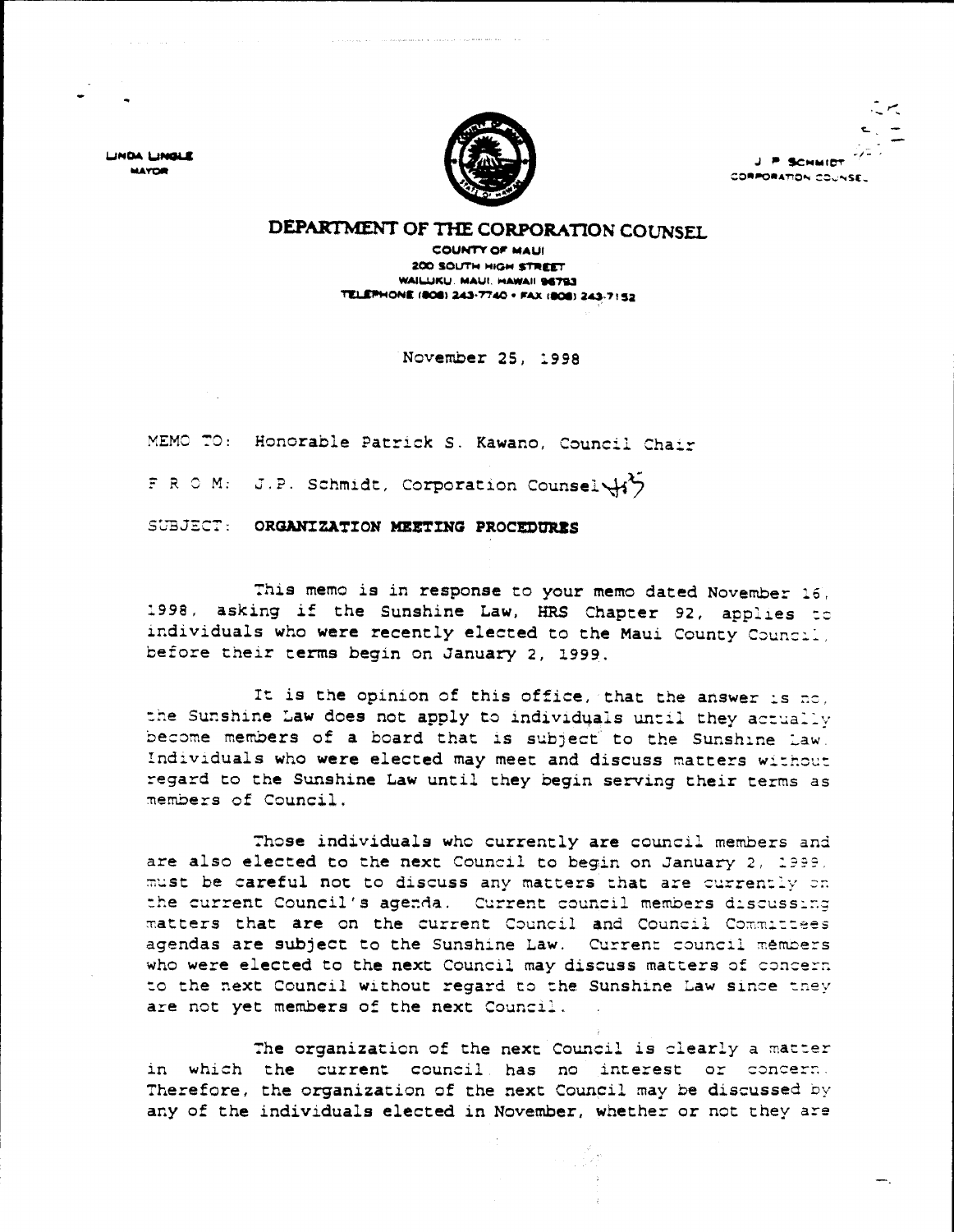LINDA LINGLE
MAYOR

J. P. SCHMIDT
CORPORATION COUNSEL

# DEPARTMENT OF THE CORPORATION COUNSEL

COUNTY OF MAUI
200 SOUTH HIGH STREET
WAILUKU, MAUI, HAWAII 96793
TELEPHONE (808) 243-7740 • FAX (808) 243-7152

November 25, 1998

MEMO TO: Honorable Patrick S. Kawano, Council Chair

F R O M: J.P. Schmidt, Corporation Counsel

SUBJECT: **ORGANIZATION MEETING PROCEDURES**

This memo is in response to your memo dated November 16, 1998, asking if the Sunshine Law, HRS Chapter 92, applies to individuals who were recently elected to the Maui County Council, before their terms begin on January 2, 1999.

It is the opinion of this office, that the answer is no, the Sunshine Law does not apply to individuals until they actually become members of a board that is subject to the Sunshine Law. Individuals who were elected may meet and discuss matters without regard to the Sunshine Law until they begin serving their terms as members of Council.

Those individuals who currently are council members and are also elected to the next Council to begin on January 2, 1999, must be careful not to discuss any matters that are currently on the current Council's agenda. Current council members discussing matters that are on the current Council and Council Committees agendas are subject to the Sunshine Law. Current council members who were elected to the next Council may discuss matters of concern to the next Council without regard to the Sunshine Law since they are not yet members of the next Council.

The organization of the next Council is clearly a matter in which the current council has no interest or concern. Therefore, the organization of the next Council may be discussed by any of the individuals elected in November, whether or not they are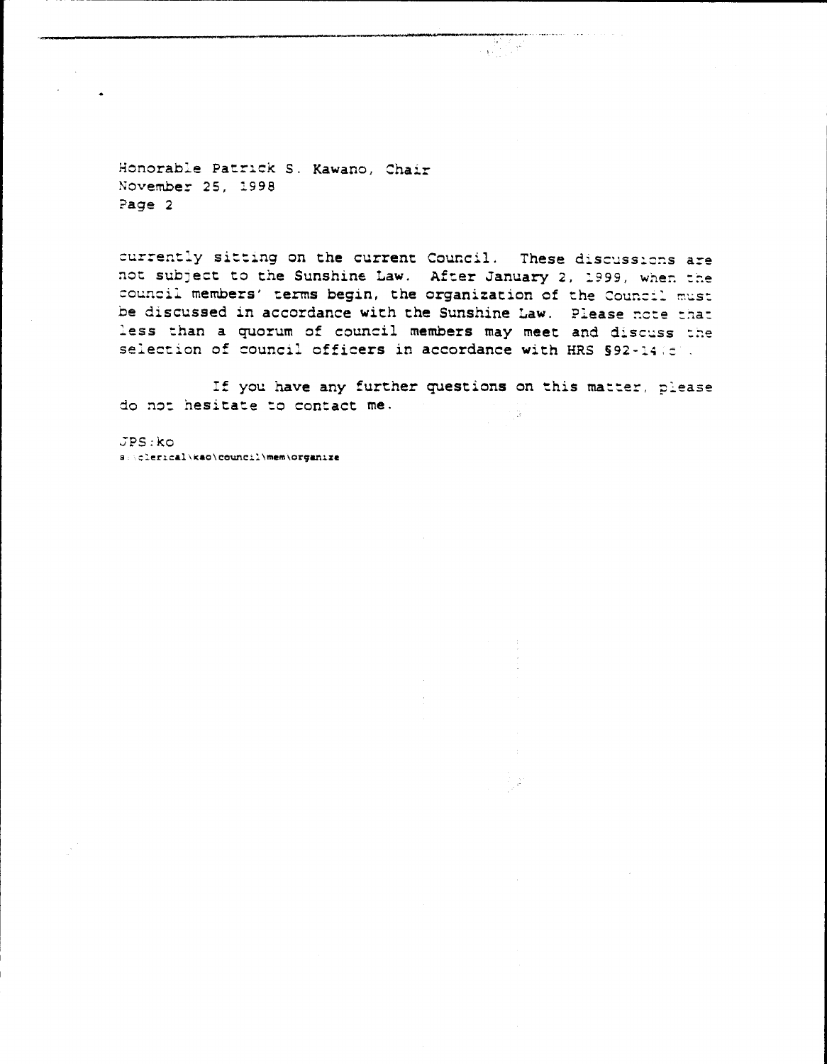Honorable Patrick S. Kawano, Chair
November 25, 1998
Page 2

currently sitting on the current Council. These discussions are not subject to the Sunshine Law. After January 2, 1999, when the council members' terms begin, the organization of the Council must be discussed in accordance with the Sunshine Law. Please note that less than a quorum of council members may meet and discuss the selection of council officers in accordance with HRS §92-14(c).

If you have any further questions on this matter, please do not hesitate to contact me.

JPS:ko
s:\clerical\kao\council\mem\organize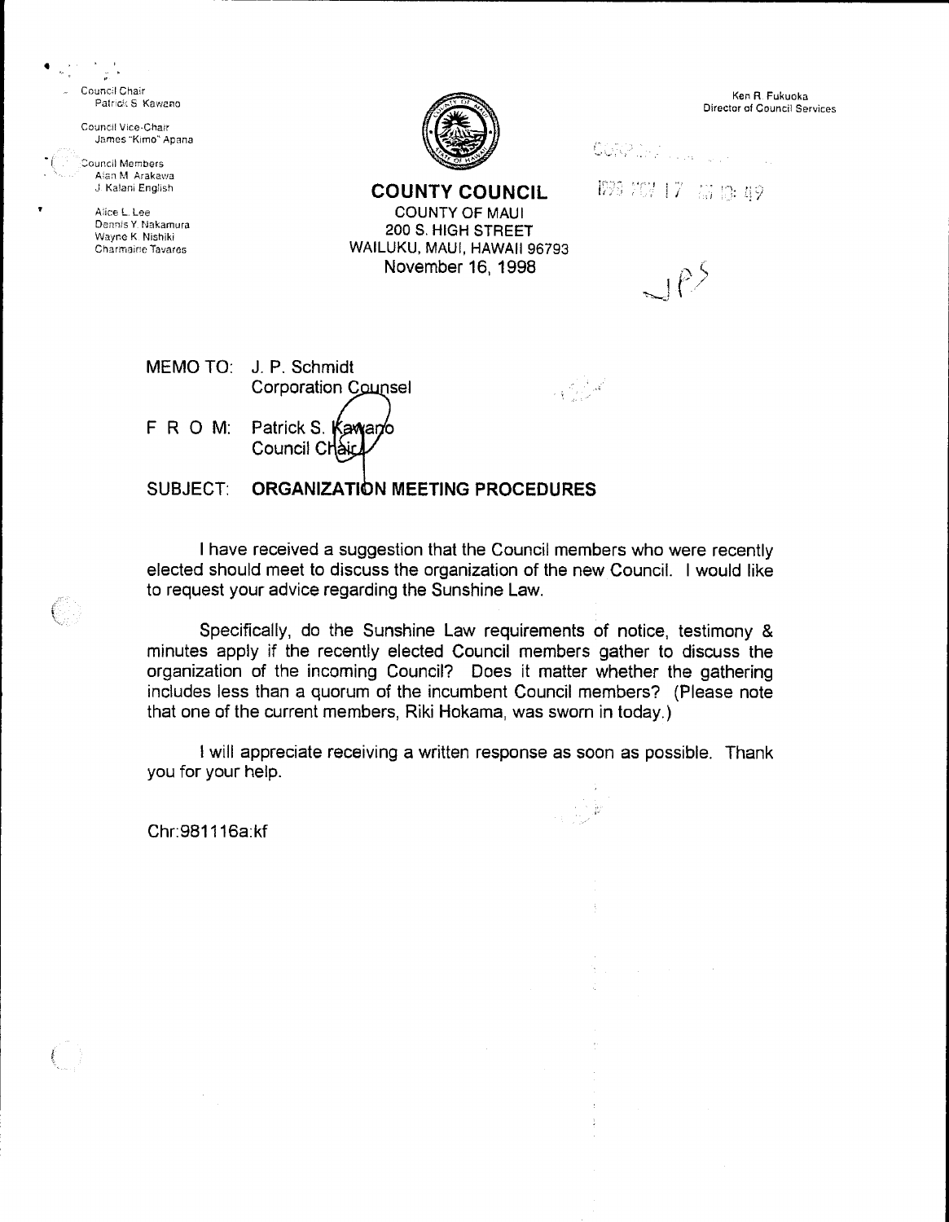Council Chair
Patrick S. Kawano

Council Vice-Chair
James "Kimo" Apana

Council Members
Alan M. Arakawa
J. Kalani English

Alice L. Lee
Dennis Y. Nakamura
Wayne K. Nishiki
Charmaine Tavares

Ken R. Fukuoka
Director of Council Services

**COUNTY COUNCIL**
COUNTY OF MAUI
200 S. HIGH STREET
WAILUKU, MAUI, HAWAII 96793
November 16, 1998

1998 NOV 17 AM 10: 49

JPS

MEMO TO: J. P. Schmidt
Corporation Counsel

F R O M: Patrick S. Kawano
Council Chair

SUBJECT: **ORGANIZATION MEETING PROCEDURES**

I have received a suggestion that the Council members who were recently elected should meet to discuss the organization of the new Council. I would like to request your advice regarding the Sunshine Law.

Specifically, do the Sunshine Law requirements of notice, testimony & minutes apply if the recently elected Council members gather to discuss the organization of the incoming Council? Does it matter whether the gathering includes less than a quorum of the incumbent Council members? (Please note that one of the current members, Riki Hokama, was sworn in today.)

I will appreciate receiving a written response as soon as possible. Thank you for your help.

Chr:981116a:kf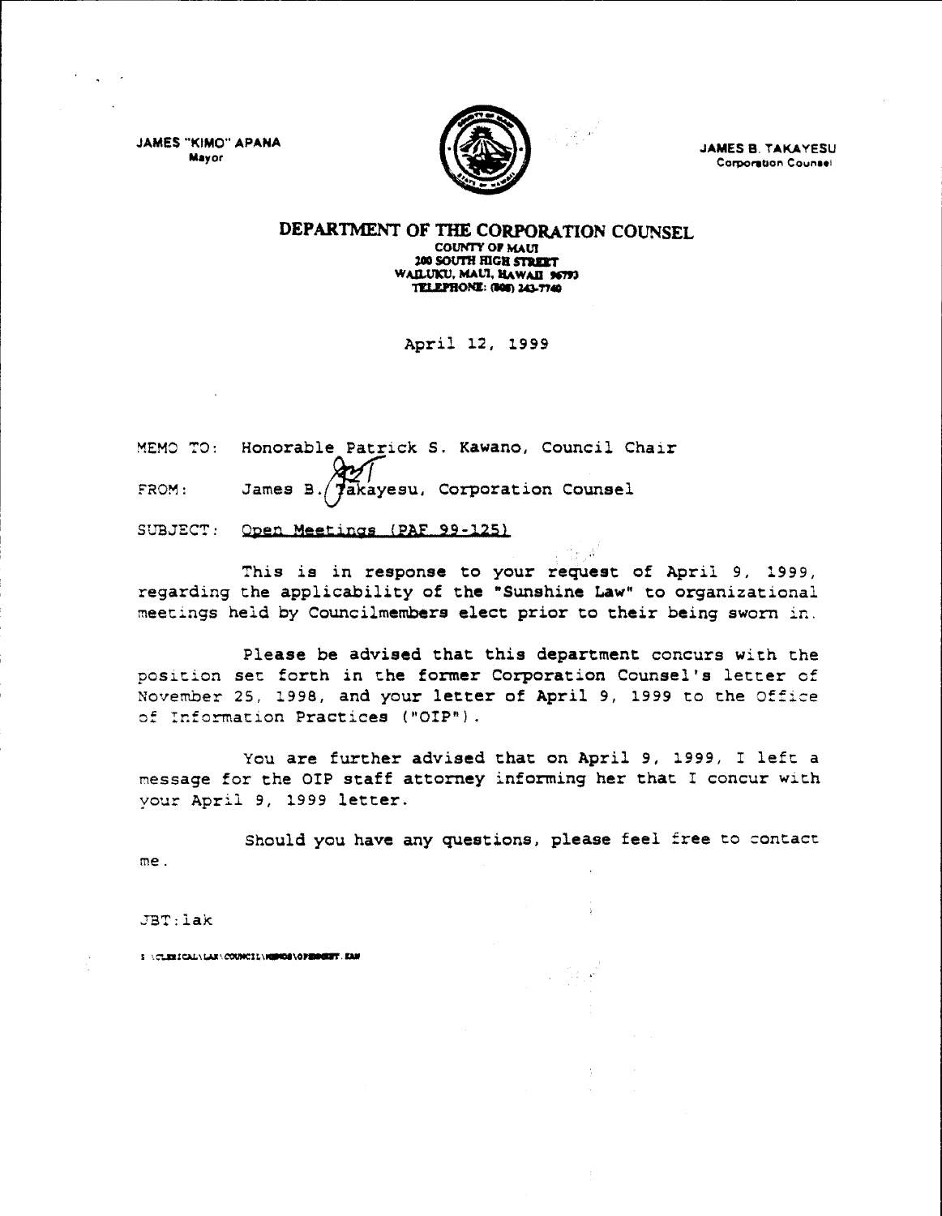JAMES "KIMO" APANA
Mayor

JAMES B. TAKAYESU
Corporation Counsel

**DEPARTMENT OF THE CORPORATION COUNSEL**
COUNTY OF MAUI
200 SOUTH HIGH STREET
WAILUKU, MAUI, HAWAII 96793
TELEPHONE: (808) 243-7740

April 12, 1999

MEMO TO: Honorable Patrick S. Kawano, Council Chair

FROM: James B. Takayesu, Corporation Counsel

SUBJECT: Open Meetings (PAF 99-125)

This is in response to your request of April 9, 1999, regarding the applicability of the "Sunshine Law" to organizational meetings held by Councilmembers elect prior to their being sworn in.

Please be advised that this department concurs with the position set forth in the former Corporation Counsel's letter of November 25, 1998, and your letter of April 9, 1999 to the Office of Information Practices ("OIP").

You are further advised that on April 9, 1999, I left a message for the OIP staff attorney informing her that I concur with your April 9, 1999 letter.

Should you have any questions, please feel free to contact me.

JBT:lak

S:\CLERICAL\LAK\COUNCIL\MEMOS\OPENMEET.KAW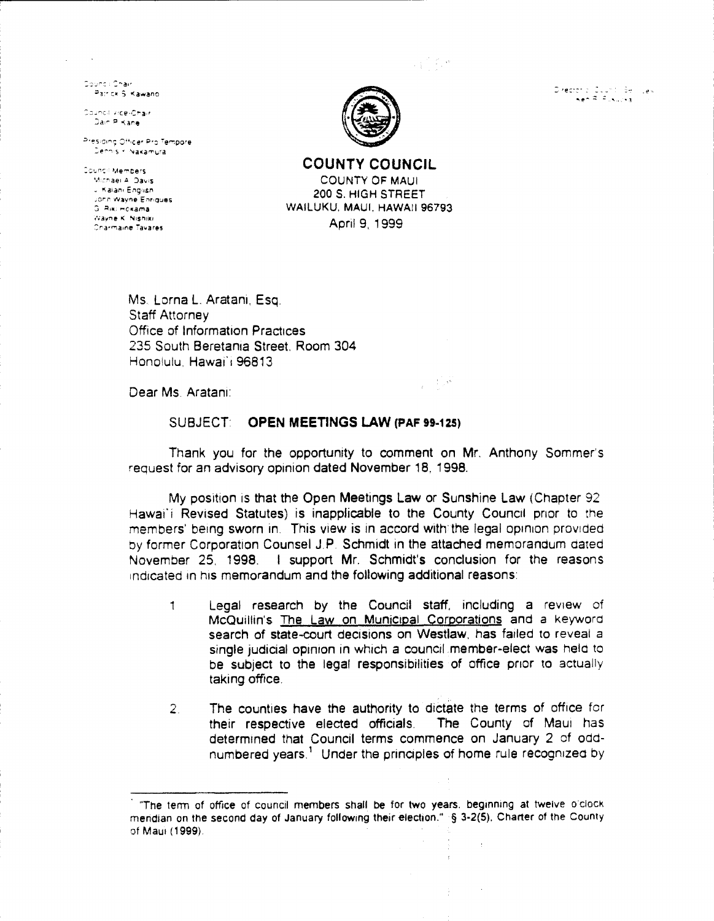Council Chair
Patrick S. Kawano

Council Vice-Chair
Dain P. Kane

Presiding Officer Pro Tempore
Dennis Y. Nakamura

Council Members
Michael A. Davis
J. Kalani English
John Wayne Enriques
G. Riki Hokama
Wayne K. Nishiki
Charmaine Tavares

Director of Council Services

**COUNTY COUNCIL**

COUNTY OF MAUI
200 S. HIGH STREET
WAILUKU, MAUI, HAWAII 96793

April 9, 1999

Ms. Lorna L. Aratani, Esq.
Staff Attorney
Office of Information Practices
235 South Beretania Street, Room 304
Honolulu, Hawai'i 96813

Dear Ms. Aratani:

SUBJECT: **OPEN MEETINGS LAW (PAF 99-125)**

Thank you for the opportunity to comment on Mr. Anthony Sommer's request for an advisory opinion dated November 18, 1998.

My position is that the Open Meetings Law or Sunshine Law (Chapter 92 Hawai'i Revised Statutes) is inapplicable to the County Council prior to the members' being sworn in. This view is in accord with the legal opinion provided by former Corporation Counsel J.P. Schmidt in the attached memorandum dated November 25, 1998. I support Mr. Schmidt's conclusion for the reasons indicated in his memorandum and the following additional reasons:

1. Legal research by the Council staff, including a review of McQuillin's The Law on Municipal Corporations and a keyword search of state-court decisions on Westlaw, has failed to reveal a single judicial opinion in which a council member-elect was held to be subject to the legal responsibilities of office prior to actually taking office.

2. The counties have the authority to dictate the terms of office for their respective elected officials. The County of Maui has determined that Council terms commence on January 2 of odd-numbered years.[1] Under the principles of home rule recognized by

---

[1] "The term of office of council members shall be for two years, beginning at twelve o'clock meridian on the second day of January following their election." § 3-2(5), Charter of the County of Maui (1999).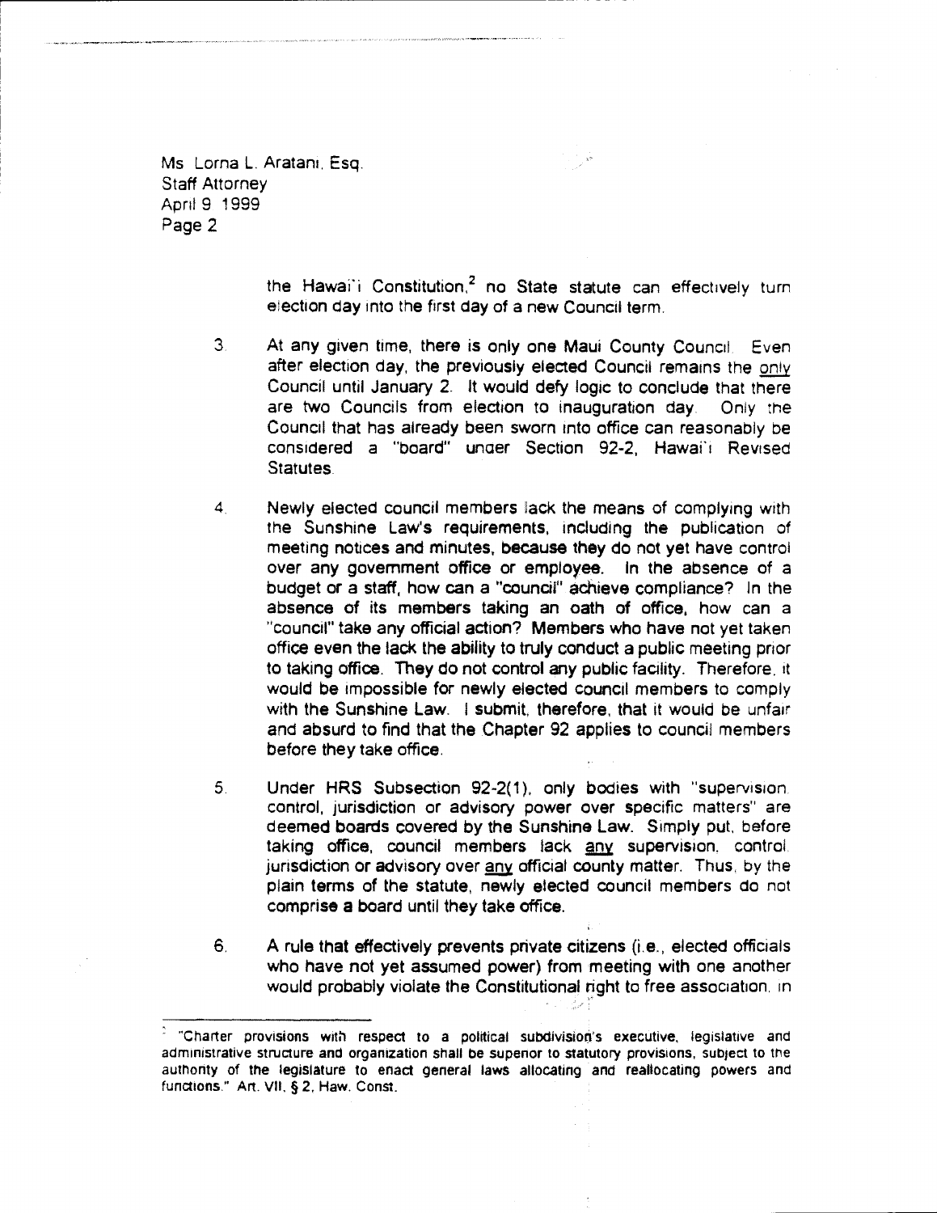Ms Lorna L. Aratani, Esq.
Staff Attorney
April 9 1999
Page 2

the Hawai'i Constitution,[2] no State statute can effectively turn election day into the first day of a new Council term.

3. At any given time, there is only one Maui County Council. Even after election day, the previously elected Council remains the only Council until January 2. It would defy logic to conclude that there are two Councils from election to inauguration day. Only the Council that has already been sworn into office can reasonably be considered a "board" under Section 92-2, Hawai'i Revised Statutes.

4. Newly elected council members lack the means of complying with the Sunshine Law's requirements, including the publication of meeting notices and minutes, because they do not yet have control over any government office or employee. In the absence of a budget or a staff, how can a "council" achieve compliance? In the absence of its members taking an oath of office, how can a "council" take any official action? Members who have not yet taken office even the lack the ability to truly conduct a public meeting prior to taking office. They do not control any public facility. Therefore, it would be impossible for newly elected council members to comply with the Sunshine Law. I submit, therefore, that it would be unfair and absurd to find that the Chapter 92 applies to council members before they take office.

5. Under HRS Subsection 92-2(1), only bodies with "supervision, control, jurisdiction or advisory power over specific matters" are deemed boards covered by the Sunshine Law. Simply put, before taking office, council members lack any supervision, control, jurisdiction or advisory over any official county matter. Thus, by the plain terms of the statute, newly elected council members do not comprise a board until they take office.

6. A rule that effectively prevents private citizens (i.e., elected officials who have not yet assumed power) from meeting with one another would probably violate the Constitutional right to free association. In

---

[2] "Charter provisions with respect to a political subdivision's executive, legislative and administrative structure and organization shall be superior to statutory provisions, subject to the authority of the legislature to enact general laws allocating and reallocating powers and functions." Art. VII, § 2, Haw. Const.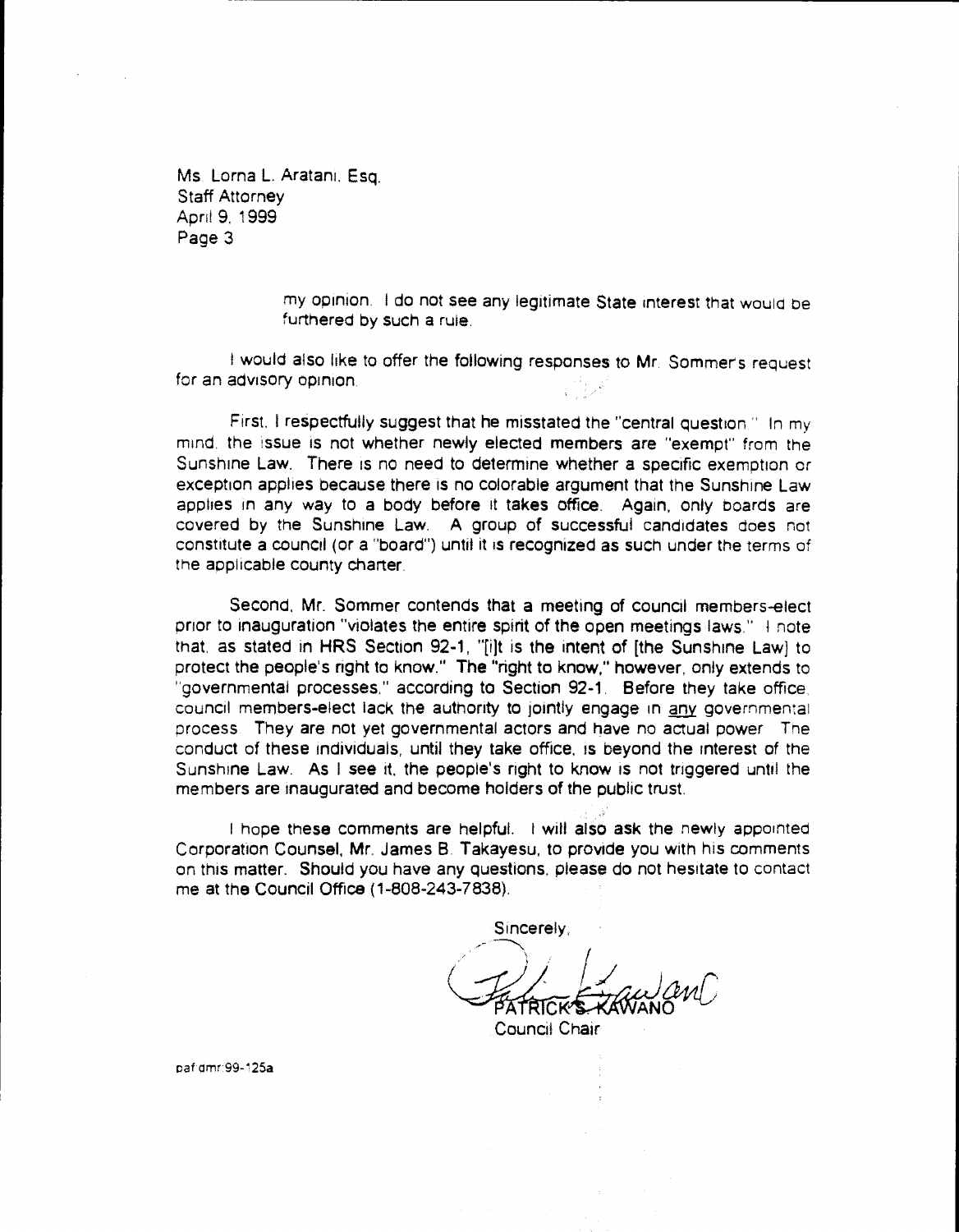Ms Lorna L. Aratani, Esq.
Staff Attorney
April 9, 1999
Page 3

> my opinion. I do not see any legitimate State interest that would be furthered by such a rule.

I would also like to offer the following responses to Mr. Sommer's request for an advisory opinion.

First, I respectfully suggest that he misstated the "central question." In my mind, the issue is not whether newly elected members are "exempt" from the Sunshine Law. There is no need to determine whether a specific exemption or exception applies because there is no colorable argument that the Sunshine Law applies in any way to a body before it takes office. Again, only boards are covered by the Sunshine Law. A group of successful candidates does not constitute a council (or a "board") until it is recognized as such under the terms of the applicable county charter.

Second, Mr. Sommer contends that a meeting of council members-elect prior to inauguration "violates the entire spirit of the open meetings laws." I note that, as stated in HRS Section 92-1, "[i]t is the intent of [the Sunshine Law] to protect the people's right to know." The "right to know," however, only extends to "governmental processes," according to Section 92-1. Before they take office, council members-elect lack the authority to jointly engage in <u>any</u> governmental process. They are not yet governmental actors and have no actual power. The conduct of these individuals, until they take office, is beyond the interest of the Sunshine Law. As I see it, the people's right to know is not triggered until the members are inaugurated and become holders of the public trust.

I hope these comments are helpful. I will also ask the newly appointed Corporation Counsel, Mr. James B. Takayesu, to provide you with his comments on this matter. Should you have any questions, please do not hesitate to contact me at the Council Office (1-808-243-7838).

Sincerely,

PATRICK S. KAWANO
Council Chair

paf dmr:99-125a